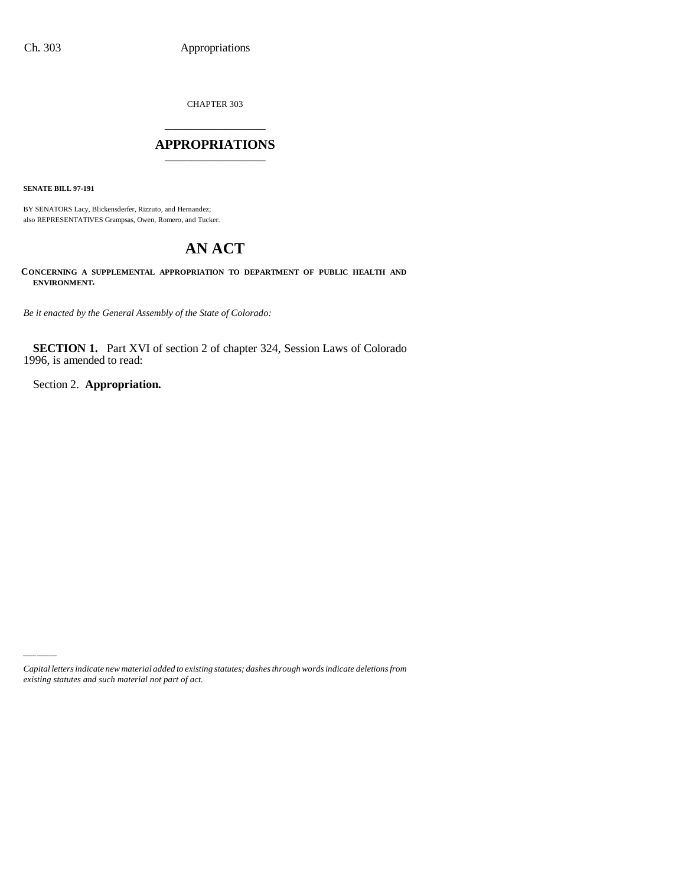CHAPTER 303

# APPROPRIATIONS

**SENATE BILL 97-191**

BY SENATORS Lacy, Blickensderfer, Rizzuto, and Hernandez;
also REPRESENTATIVES Grampsas, Owen, Romero, and Tucker.

# AN ACT

**CONCERNING A SUPPLEMENTAL APPROPRIATION TO DEPARTMENT OF PUBLIC HEALTH AND ENVIRONMENT.**

*Be it enacted by the General Assembly of the State of Colorado:*

**SECTION 1.** Part XVI of section 2 of chapter 324, Session Laws of Colorado 1996, is amended to read:

Section 2. **Appropriation.**

*Capital letters indicate new material added to existing statutes; dashes through words indicate deletions from existing statutes and such material not part of act.*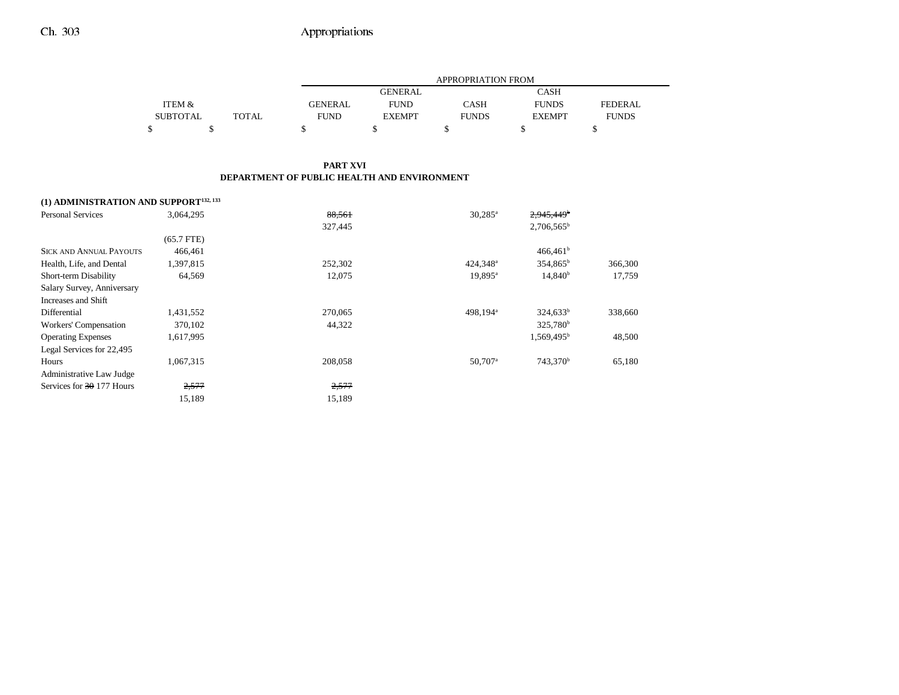## PART XVI
## DEPARTMENT OF PUBLIC HEALTH AND ENVIRONMENT

| | ITEM & SUBTOTAL | TOTAL | GENERAL FUND | GENERAL FUND EXEMPT | CASH FUNDS | CASH FUNDS EXEMPT | FEDERAL FUNDS |
|---|---|---|---|---|---|---|---|
| | $ | $ | $ | $ | $ | $ | $ |
| **(1) ADMINISTRATION AND SUPPORT[132, 133]** | | | | | | | |
| Personal Services | 3,064,295 | | ~~88,561~~ | | 30,285[a] | ~~2,945,449[b]~~ | |
| | | | 327,445 | | | 2,706,565[b] | |
| | (65.7 FTE) | | | | | | |
| Sick and Annual Payouts | 466,461 | | | | | 466,461[b] | |
| Health, Life, and Dental | 1,397,815 | | 252,302 | | 424,348[a] | 354,865[b] | 366,300 |
| Short-term Disability | 64,569 | | 12,075 | | 19,895[a] | 14,840[b] | 17,759 |
| Salary Survey, Anniversary Increases and Shift Differential | 1,431,552 | | 270,065 | | 498,194[a] | 324,633[b] | 338,660 |
| Workers' Compensation | 370,102 | | 44,322 | | | 325,780[b] | |
| Operating Expenses | 1,617,995 | | | | | 1,569,495[b] | 48,500 |
| Legal Services for 22,495 Hours | 1,067,315 | | 208,058 | | 50,707[a] | 743,370[b] | 65,180 |
| Administrative Law Judge Services for ~~30~~ 177 Hours | ~~2,577~~ | | ~~2,577~~ | | | | |
| | 15,189 | | 15,189 | | | | |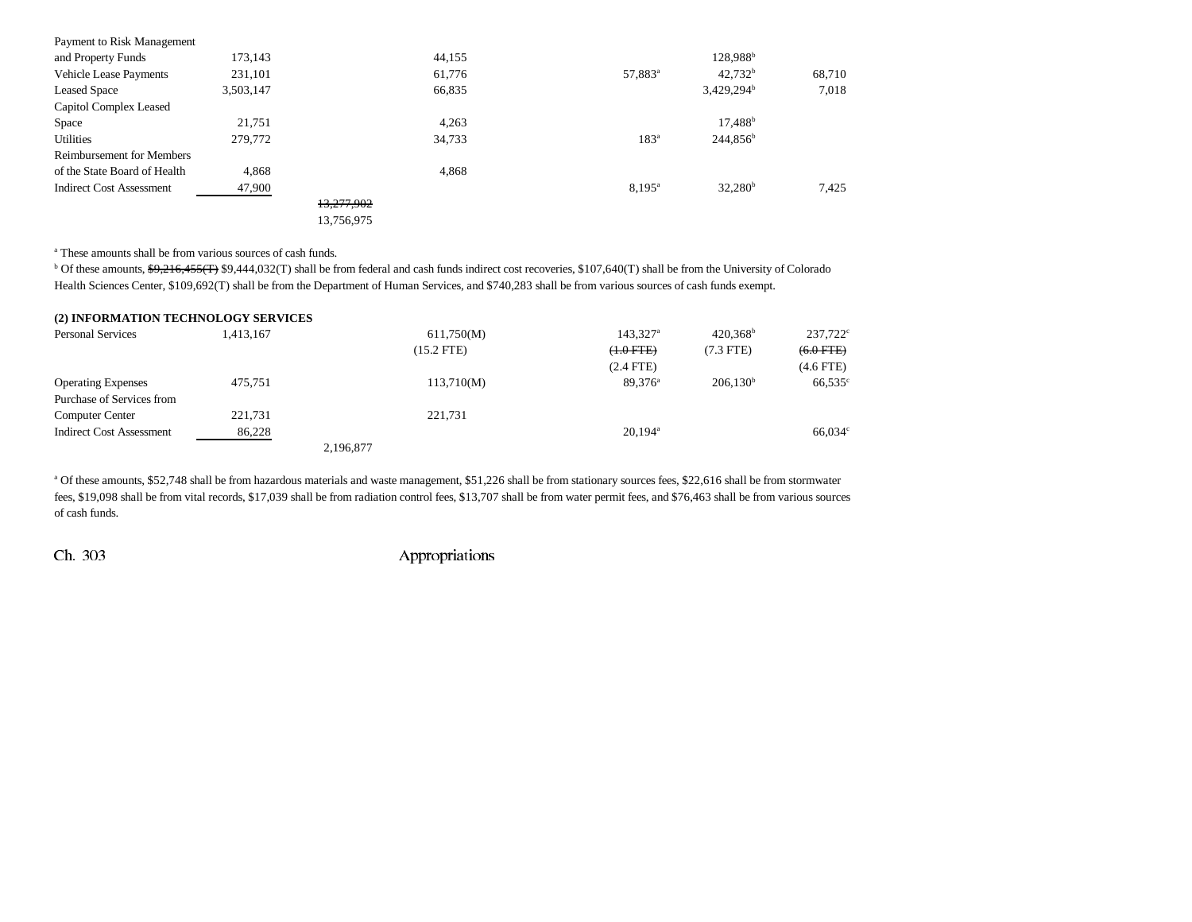| | | | | | | |
|---|---|---|---|---|---|---|
| Payment to Risk Management and Property Funds | 173,143 | | 44,155 | | 128,988[b] | |
| Vehicle Lease Payments | 231,101 | | 61,776 | 57,883[a] | 42,732[b] | 68,710 |
| Leased Space | 3,503,147 | | 66,835 | | 3,429,294[b] | 7,018 |
| Capitol Complex Leased Space | 21,751 | | 4,263 | | 17,488[b] | |
| Utilities | 279,772 | | 34,733 | 183[a] | 244,856[b] | |
| Reimbursement for Members of the State Board of Health | 4,868 | | 4,868 | | | |
| Indirect Cost Assessment | 47,900 | | | 8,195[a] | 32,280[b] | 7,425 |
| | | ~~13,277,902~~ 13,756,975 | | | | |

[a] These amounts shall be from various sources of cash funds.

[b] Of these amounts, ~~$9,216,455(T)~~ $9,444,032(T) shall be from federal and cash funds indirect cost recoveries, $107,640(T) shall be from the University of Colorado Health Sciences Center, $109,692(T) shall be from the Department of Human Services, and $740,283 shall be from various sources of cash funds exempt.

**(2) INFORMATION TECHNOLOGY SERVICES**

| | | | | | | |
|---|---|---|---|---|---|---|
| Personal Services | 1,413,167 | | 611,750(M) (15.2 FTE) | 143,327[a] ~~(1.0 FTE)~~ (2.4 FTE) | 420,368[b] (7.3 FTE) | 237,722[c] ~~(6.0 FTE)~~ (4.6 FTE) |
| Operating Expenses | 475,751 | | 113,710(M) | 89,376[a] | 206,130[b] | 66,535[c] |
| Purchase of Services from Computer Center | 221,731 | | 221,731 | | | |
| Indirect Cost Assessment | 86,228 | | | 20,194[a] | | 66,034[c] |
| | | 2,196,877 | | | | |

[a] Of these amounts, $52,748 shall be from hazardous materials and waste management, $51,226 shall be from stationary sources fees, $22,616 shall be from stormwater fees, $19,098 shall be from vital records, $17,039 shall be from radiation control fees, $13,707 shall be from water permit fees, and $76,463 shall be from various sources of cash funds.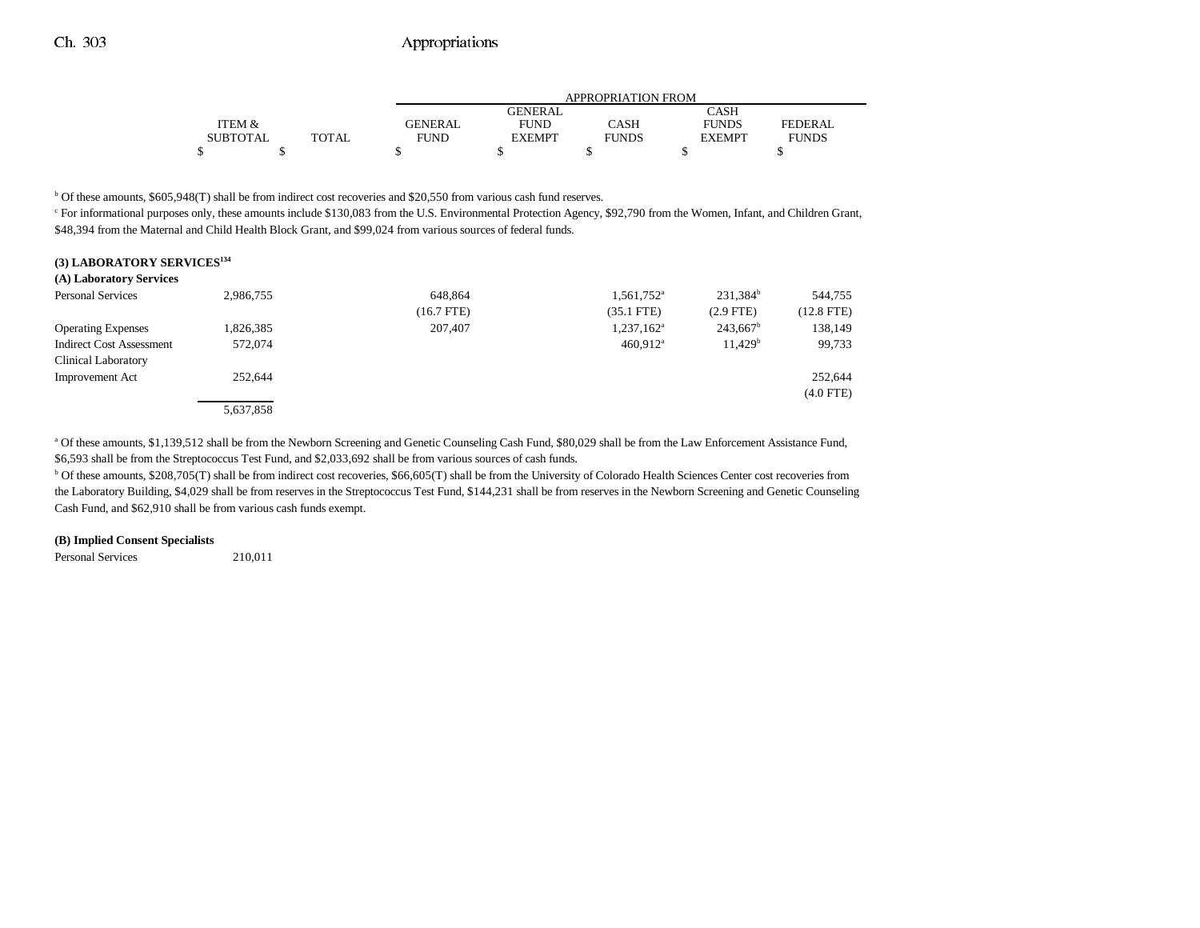| | ITEM & SUBTOTAL | TOTAL | GENERAL FUND | GENERAL FUND EXEMPT | CASH FUNDS | CASH FUNDS EXEMPT | FEDERAL FUNDS |
|---|---|---|---|---|---|---|---|
| | $ | $ | $ | $ | $ | $ | $ |

[b] Of these amounts, $605,948(T) shall be from indirect cost recoveries and $20,550 from various cash fund reserves.

[c] For informational purposes only, these amounts include $130,083 from the U.S. Environmental Protection Agency, $92,790 from the Women, Infant, and Children Grant, $48,394 from the Maternal and Child Health Block Grant, and $99,024 from various sources of federal funds.

**(3) LABORATORY SERVICES[134]**

**(A) Laboratory Services**

| | ITEM & SUBTOTAL | TOTAL | GENERAL FUND | GENERAL FUND EXEMPT | CASH FUNDS | CASH FUNDS EXEMPT | FEDERAL FUNDS |
|---|---|---|---|---|---|---|---|
| Personal Services | 2,986,755 | | 648,864 | | 1,561,752[a] | 231,384[b] | 544,755 |
| | | | (16.7 FTE) | | (35.1 FTE) | (2.9 FTE) | (12.8 FTE) |
| Operating Expenses | 1,826,385 | | 207,407 | | 1,237,162[a] | 243,667[b] | 138,149 |
| Indirect Cost Assessment | 572,074 | | | | 460,912[a] | 11,429[b] | 99,733 |
| Clinical Laboratory Improvement Act | 252,644 | | | | | | 252,644 |
| | | | | | | | (4.0 FTE) |
| | 5,637,858 | | | | | | |

[a] Of these amounts, $1,139,512 shall be from the Newborn Screening and Genetic Counseling Cash Fund, $80,029 shall be from the Law Enforcement Assistance Fund, $6,593 shall be from the Streptococcus Test Fund, and $2,033,692 shall be from various sources of cash funds.

[b] Of these amounts, $208,705(T) shall be from indirect cost recoveries, $66,605(T) shall be from the University of Colorado Health Sciences Center cost recoveries from the Laboratory Building, $4,029 shall be from reserves in the Streptococcus Test Fund, $144,231 shall be from reserves in the Newborn Screening and Genetic Counseling Cash Fund, and $62,910 shall be from various cash funds exempt.

**(B) Implied Consent Specialists**

| | ITEM & SUBTOTAL | TOTAL | GENERAL FUND | GENERAL FUND EXEMPT | CASH FUNDS | CASH FUNDS EXEMPT | FEDERAL FUNDS |
|---|---|---|---|---|---|---|---|
| Personal Services | 210,011 | | | | | | |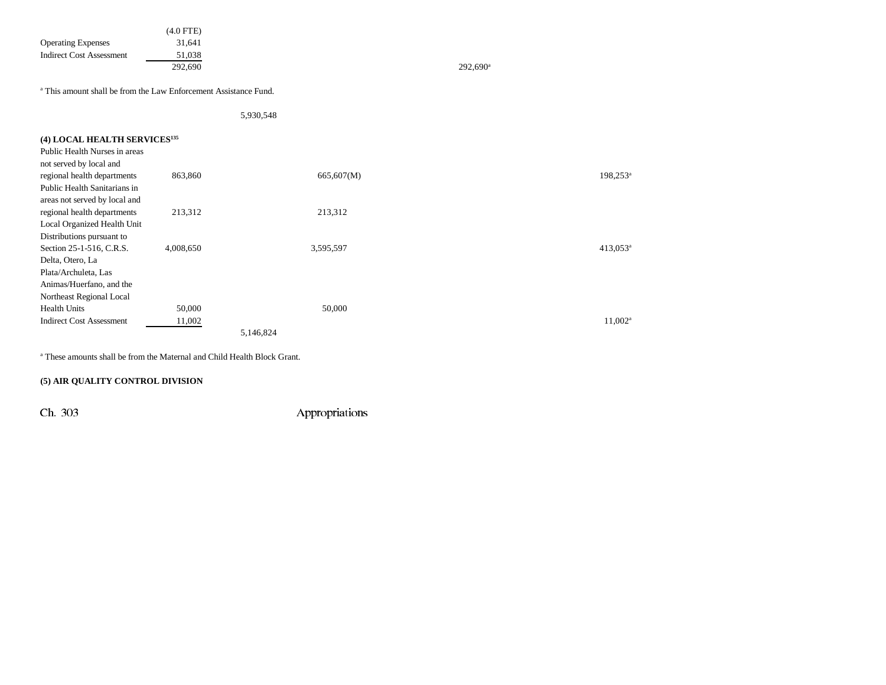| | | | | | |
|---|---|---|---|---|---|
| | (4.0 FTE) | | | | |
| Operating Expenses | 31,641 | | | | |
| Indirect Cost Assessment | 51,038 | | | | |
| | 292,690 | | | 292,690[a] | |

[a] This amount shall be from the Law Enforcement Assistance Fund.

5,930,548

**(4) LOCAL HEALTH SERVICES[135]**

| | | | | | |
|---|---|---|---|---|---|
| Public Health Nurses in areas not served by local and regional health departments | 863,860 | | 665,607(M) | | 198,253[a] |
| Public Health Sanitarians in areas not served by local and regional health departments | 213,312 | | 213,312 | | |
| Local Organized Health Unit Distributions pursuant to Section 25-1-516, C.R.S. | 4,008,650 | | 3,595,597 | | 413,053[a] |
| Delta, Otero, La Plata/Archuleta, Las Animas/Huerfano, and the Northeast Regional Local Health Units | 50,000 | | 50,000 | | |
| Indirect Cost Assessment | 11,002 | | | | 11,002[a] |
| | | 5,146,824 | | | |

[a] These amounts shall be from the Maternal and Child Health Block Grant.

**(5) AIR QUALITY CONTROL DIVISION**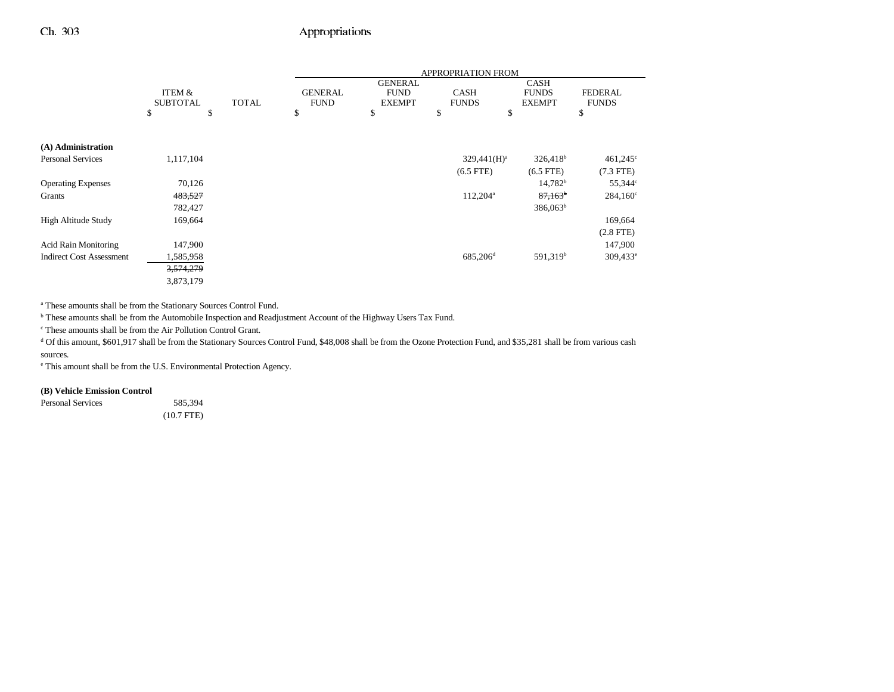| | ITEM & SUBTOTAL | TOTAL | APPROPRIATION FROM GENERAL FUND | GENERAL FUND EXEMPT | CASH FUNDS | CASH FUNDS EXEMPT | FEDERAL FUNDS |
|---|---|---|---|---|---|---|---|
| | $ | $ | $ | $ | $ | $ | $ |
| **(A) Administration** | | | | | | | |
| Personal Services | 1,117,104 | | | | 329,441(H)[a] | 326,418[b] | 461,245[c] |
| | | | | | (6.5 FTE) | (6.5 FTE) | (7.3 FTE) |
| Operating Expenses | 70,126 | | | | | 14,782[b] | 55,344[c] |
| Grants | ~~483,527~~ | | | | 112,204[a] | ~~87,163~~[b] | 284,160[c] |
| | 782,427 | | | | | 386,063[b] | |
| High Altitude Study | 169,664 | | | | | | 169,664 |
| | | | | | | | (2.8 FTE) |
| Acid Rain Monitoring | 147,900 | | | | | | 147,900 |
| Indirect Cost Assessment | 1,585,958 | | | | 685,206[d] | 591,319[b] | 309,433[e] |
| | ~~3,574,279~~ | | | | | | |
| | 3,873,179 | | | | | | |

[a] These amounts shall be from the Stationary Sources Control Fund.

[b] These amounts shall be from the Automobile Inspection and Readjustment Account of the Highway Users Tax Fund.

[c] These amounts shall be from the Air Pollution Control Grant.

[d] Of this amount, $601,917 shall be from the Stationary Sources Control Fund, $48,008 shall be from the Ozone Protection Fund, and $35,281 shall be from various cash sources.

[e] This amount shall be from the U.S. Environmental Protection Agency.

| | ITEM & SUBTOTAL | TOTAL | GENERAL FUND | GENERAL FUND EXEMPT | CASH FUNDS | CASH FUNDS EXEMPT | FEDERAL FUNDS |
|---|---|---|---|---|---|---|---|
| **(B) Vehicle Emission Control** | | | | | | | |
| Personal Services | 585,394 | | | | | | |
| | (10.7 FTE) | | | | | | |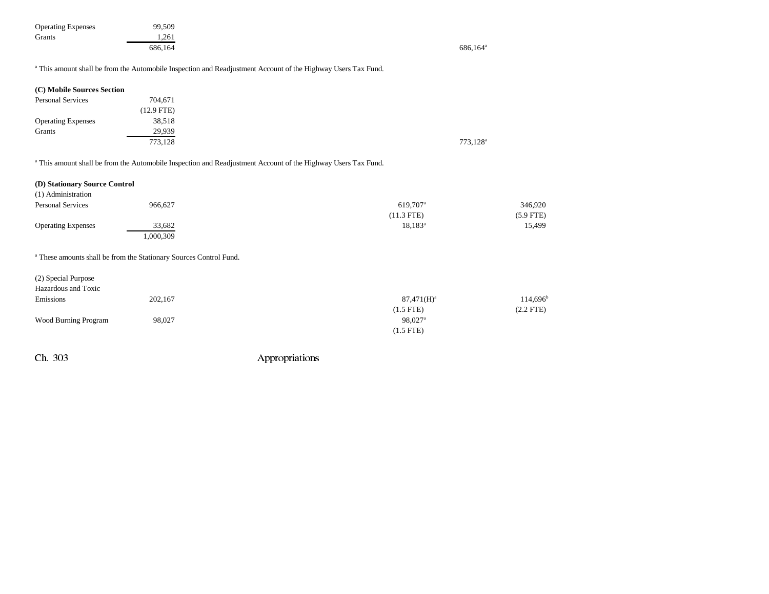| | | | | | |
|---|---|---|---|---|---|
| Operating Expenses | 99,509 | | | | |
| Grants | 1,261 | | | | |
| | 686,164 | | | 686,164[a] | |

[a] This amount shall be from the Automobile Inspection and Readjustment Account of the Highway Users Tax Fund.

**(C) Mobile Sources Section**

| | | | | | |
|---|---|---|---|---|---|
| Personal Services | 704,671 | | | | |
| | (12.9 FTE) | | | | |
| Operating Expenses | 38,518 | | | | |
| Grants | 29,939 | | | | |
| | 773,128 | | | 773,128[a] | |

[a] This amount shall be from the Automobile Inspection and Readjustment Account of the Highway Users Tax Fund.

**(D) Stationary Source Control**

(1) Administration

| | | | | | |
|---|---|---|---|---|---|
| Personal Services | 966,627 | | 619,707[a] | | 346,920 |
| | | | (11.3 FTE) | | (5.9 FTE) |
| Operating Expenses | 33,682 | | 18,183[a] | | 15,499 |
| | 1,000,309 | | | | |

[a] These amounts shall be from the Stationary Sources Control Fund.

(2) Special Purpose

| | | | | | |
|---|---|---|---|---|---|
| Hazardous and Toxic Emissions | 202,167 | | 87,471(H)[a] | | 114,696[b] |
| | | | (1.5 FTE) | | (2.2 FTE) |
| Wood Burning Program | 98,027 | | 98,027[a] | | |
| | | | (1.5 FTE) | | |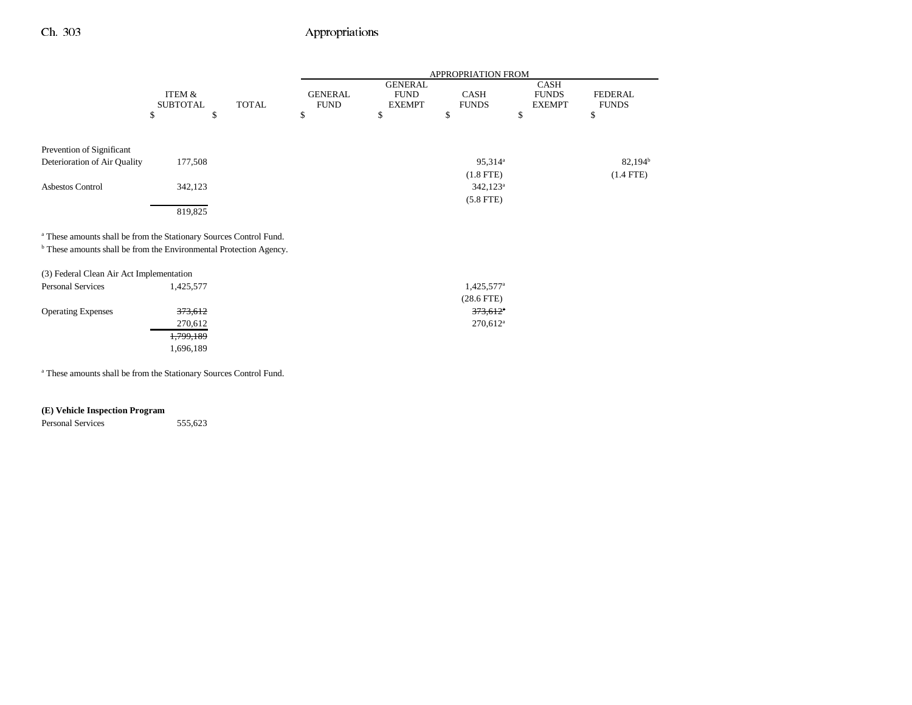| | ITEM & SUBTOTAL | TOTAL | GENERAL FUND | GENERAL FUND EXEMPT | CASH FUNDS | CASH FUNDS EXEMPT | FEDERAL FUNDS |
|---|---|---|---|---|---|---|---|
| | $ | $ | $ | $ | $ | $ | $ |
| Prevention of Significant Deterioration of Air Quality | 177,508 | | | | 95,314[a] (1.8 FTE) | | 82,194[b] (1.4 FTE) |
| Asbestos Control | 342,123 | | | | 342,123[a] (5.8 FTE) | | |
| | 819,825 | | | | | | |

[a] These amounts shall be from the Stationary Sources Control Fund.
[b] These amounts shall be from the Environmental Protection Agency.

| (3) Federal Clean Air Act Implementation | ITEM & SUBTOTAL | TOTAL | GENERAL FUND | GENERAL FUND EXEMPT | CASH FUNDS | CASH FUNDS EXEMPT | FEDERAL FUNDS |
|---|---|---|---|---|---|---|---|
| Personal Services | 1,425,577 | | | | 1,425,577[a] (28.6 FTE) | | |
| Operating Expenses | ~~373,612~~ 270,612 | | | | ~~373,612[a]~~ 270,612[a] | | |
| | ~~1,799,189~~ 1,696,189 | | | | | | |

[a] These amounts shall be from the Stationary Sources Control Fund.

**(E) Vehicle Inspection Program**

| | ITEM & SUBTOTAL | TOTAL | GENERAL FUND | GENERAL FUND EXEMPT | CASH FUNDS | CASH FUNDS EXEMPT | FEDERAL FUNDS |
|---|---|---|---|---|---|---|---|
| Personal Services | 555,623 | | | | | | |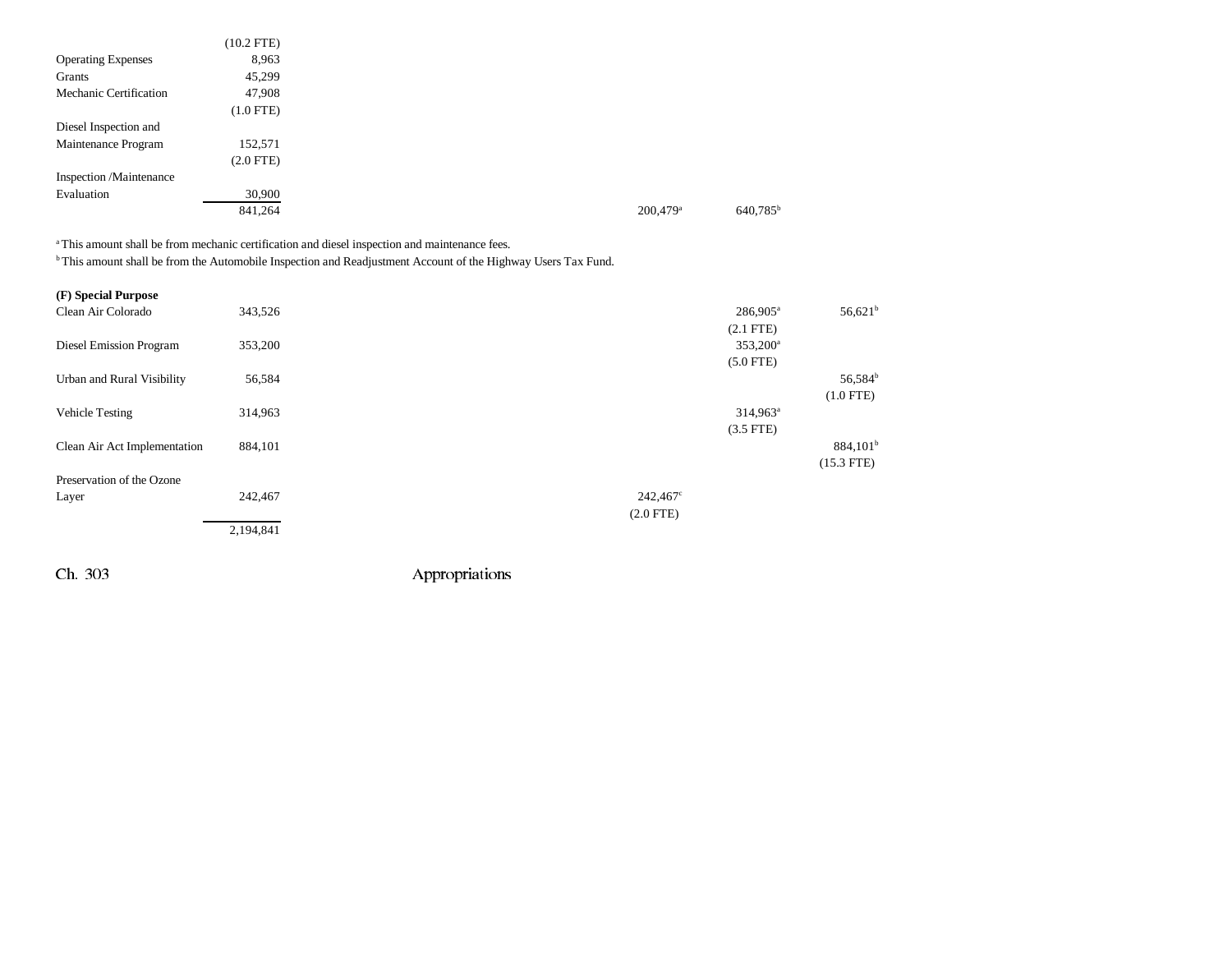| | | | | | | |
|---|---|---|---|---|---|---|
| | (10.2 FTE) | | | | | |
| Operating Expenses | 8,963 | | | | | |
| Grants | 45,299 | | | | | |
| Mechanic Certification | 47,908 | | | | | |
| | (1.0 FTE) | | | | | |
| Diesel Inspection and Maintenance Program | 152,571 | | | | | |
| | (2.0 FTE) | | | | | |
| Inspection /Maintenance Evaluation | 30,900 | | | | | |
| | 841,264 | | | 200,479[a] | 640,785[b] | |

[a] This amount shall be from mechanic certification and diesel inspection and maintenance fees.
[b] This amount shall be from the Automobile Inspection and Readjustment Account of the Highway Users Tax Fund.

| | | | | | | |
|---|---|---|---|---|---|---|
| **(F) Special Purpose** | | | | | | |
| Clean Air Colorado | 343,526 | | | | 286,905[a] | 56,621[b] |
| | | | | | (2.1 FTE) | |
| Diesel Emission Program | 353,200 | | | | 353,200[a] | |
| | | | | | (5.0 FTE) | |
| Urban and Rural Visibility | 56,584 | | | | | 56,584[b] |
| | | | | | | (1.0 FTE) |
| Vehicle Testing | 314,963 | | | | 314,963[a] | |
| | | | | | (3.5 FTE) | |
| Clean Air Act Implementation | 884,101 | | | | | 884,101[b] |
| | | | | | | (15.3 FTE) |
| Preservation of the Ozone Layer | 242,467 | | | 242,467[c] | | |
| | | | | (2.0 FTE) | | |
| | 2,194,841 | | | | | |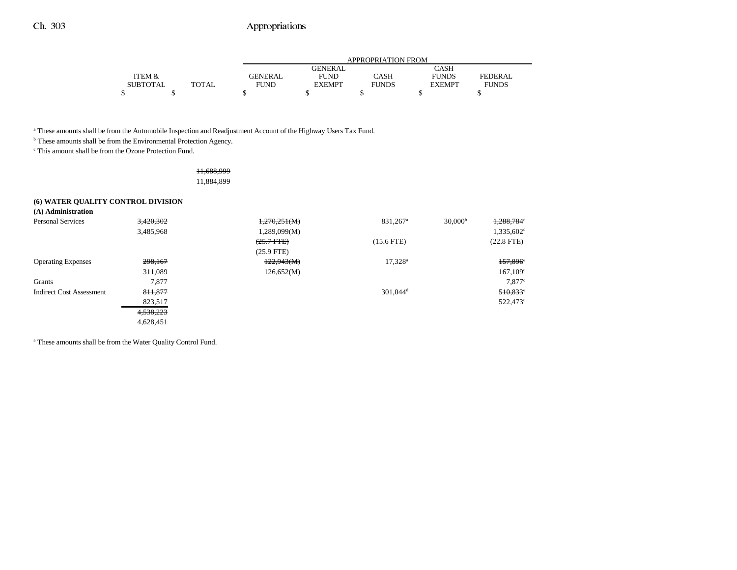| | ITEM & SUBTOTAL | TOTAL | GENERAL FUND | GENERAL FUND EXEMPT | CASH FUNDS | CASH FUNDS EXEMPT | FEDERAL FUNDS |
|---|---|---|---|---|---|---|---|
| | $ | $ | $ | $ | $ | $ | $ |

[a] These amounts shall be from the Automobile Inspection and Readjustment Account of the Highway Users Tax Fund.

[b] These amounts shall be from the Environmental Protection Agency.

[c] This amount shall be from the Ozone Protection Fund.

| | ITEM & SUBTOTAL | TOTAL | GENERAL FUND | GENERAL FUND EXEMPT | CASH FUNDS | CASH FUNDS EXEMPT | FEDERAL FUNDS |
|---|---|---|---|---|---|---|---|
| | | ~~11,688,999~~ 11,884,899 | | | | | |
| **(6) WATER QUALITY CONTROL DIVISION** | | | | | | | |
| **(A) Administration** | | | | | | | |
| Personal Services | ~~3,420,302~~ 3,485,968 | | ~~1,270,251(M)~~ 1,289,099(M) ~~(25.7 FTE)~~ (25.9 FTE) | | 831,267[a] (15.6 FTE) | 30,000[b] | ~~1,288,784[c]~~ 1,335,602[c] (22.8 FTE) |
| Operating Expenses | ~~298,167~~ 311,089 | | ~~122,943(M)~~ 126,652(M) | | 17,328[a] | | ~~157,896[c]~~ 167,109[c] |
| Grants | 7,877 | | | | | | 7,877[c] |
| Indirect Cost Assessment | ~~811,877~~ 823,517 | | | | 301,044[d] | | ~~510,833[c]~~ 522,473[c] |
| | ~~4,538,223~~ 4,628,451 | | | | | | |

[a] These amounts shall be from the Water Quality Control Fund.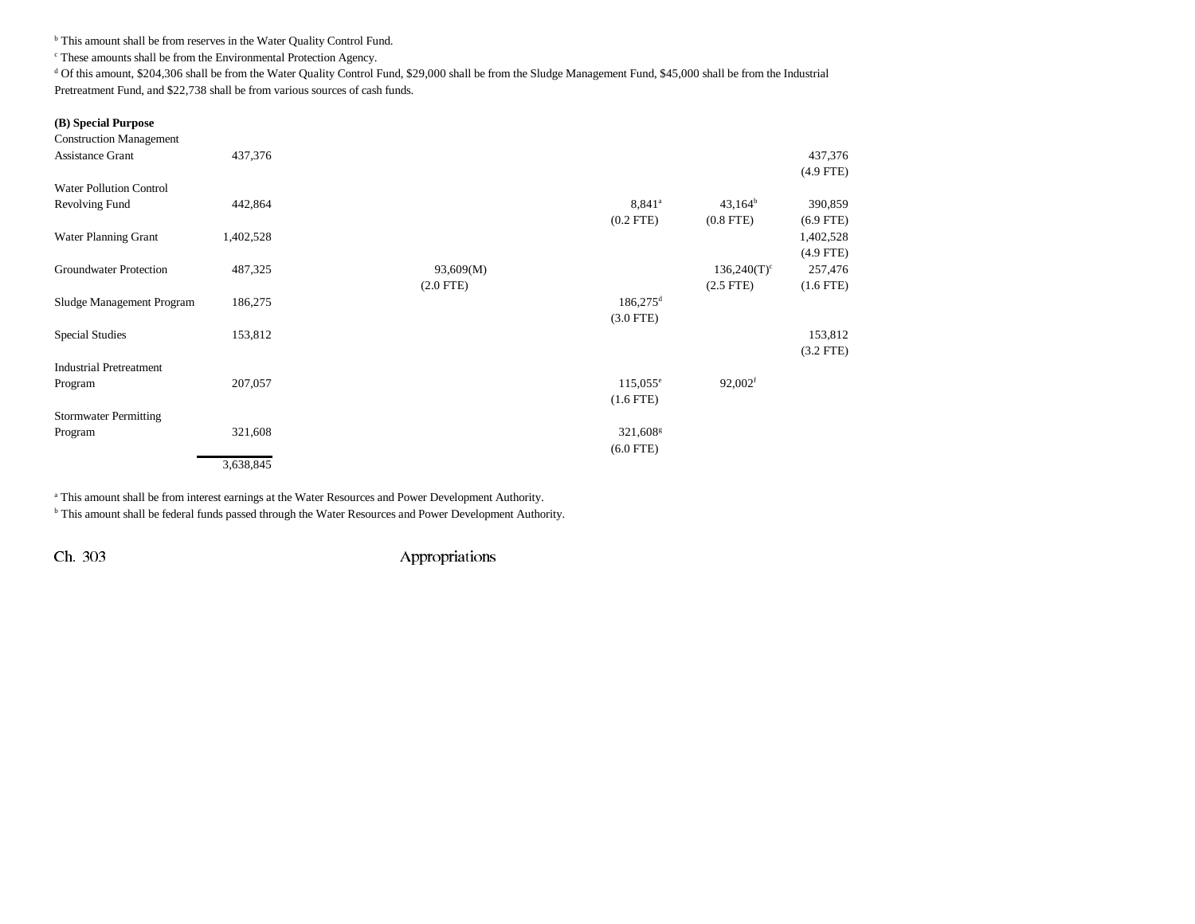[b] This amount shall be from reserves in the Water Quality Control Fund.

[c] These amounts shall be from the Environmental Protection Agency.

[d] Of this amount, $204,306 shall be from the Water Quality Control Fund, $29,000 shall be from the Sludge Management Fund, $45,000 shall be from the Industrial Pretreatment Fund, and $22,738 shall be from various sources of cash funds.

**(B) Special Purpose**

| | | | | | | |
|---|---|---|---|---|---|---|
| Construction Management Assistance Grant | 437,376 | | | | | 437,376 (4.9 FTE) |
| Water Pollution Control Revolving Fund | 442,864 | | | 8,841[a] (0.2 FTE) | 43,164[b] (0.8 FTE) | 390,859 (6.9 FTE) |
| Water Planning Grant | 1,402,528 | | | | | 1,402,528 (4.9 FTE) |
| Groundwater Protection | 487,325 | | 93,609(M) (2.0 FTE) | | 136,240(T)[c] (2.5 FTE) | 257,476 (1.6 FTE) |
| Sludge Management Program | 186,275 | | | 186,275[d] (3.0 FTE) | | |
| Special Studies | 153,812 | | | | | 153,812 (3.2 FTE) |
| Industrial Pretreatment Program | 207,057 | | | 115,055[e] (1.6 FTE) | 92,002[f] | |
| Stormwater Permitting Program | 321,608 | | | 321,608[g] (6.0 FTE) | | |
| | 3,638,845 | | | | | |

[a] This amount shall be from interest earnings at the Water Resources and Power Development Authority.

[b] This amount shall be federal funds passed through the Water Resources and Power Development Authority.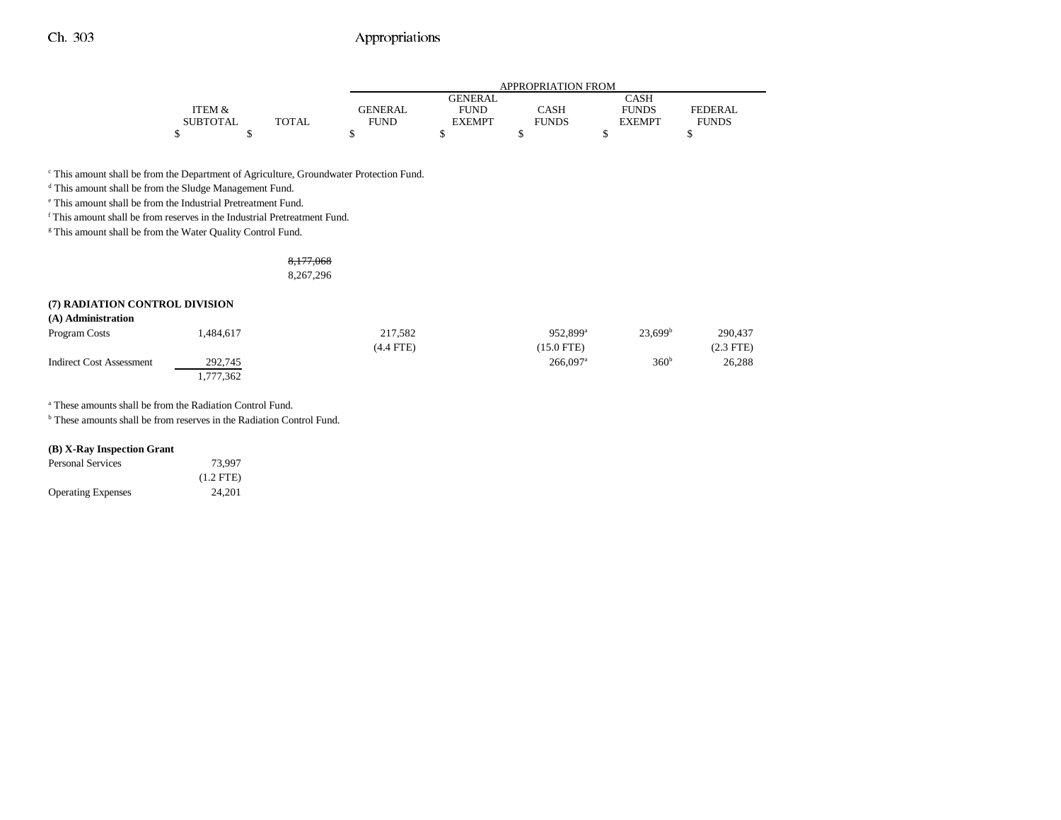| | ITEM & SUBTOTAL | TOTAL | GENERAL FUND | GENERAL FUND EXEMPT | CASH FUNDS | CASH FUNDS EXEMPT | FEDERAL FUNDS |
|---|---|---|---|---|---|---|---|
| | $ | $ | $ | $ | $ | $ | $ |

[c] This amount shall be from the Department of Agriculture, Groundwater Protection Fund.
[d] This amount shall be from the Sludge Management Fund.
[e] This amount shall be from the Industrial Pretreatment Fund.
[f] This amount shall be from reserves in the Industrial Pretreatment Fund.
[g] This amount shall be from the Water Quality Control Fund.

| | ITEM & SUBTOTAL | TOTAL | GENERAL FUND | GENERAL FUND EXEMPT | CASH FUNDS | CASH FUNDS EXEMPT | FEDERAL FUNDS |
|---|---|---|---|---|---|---|---|
| | | ~~8,177,068~~ | | | | | |
| | | 8,267,296 | | | | | |

**(7) RADIATION CONTROL DIVISION**

**(A) Administration**

| | ITEM & SUBTOTAL | TOTAL | GENERAL FUND | GENERAL FUND EXEMPT | CASH FUNDS | CASH FUNDS EXEMPT | FEDERAL FUNDS |
|---|---|---|---|---|---|---|---|
| Program Costs | 1,484,617 | | 217,582 | | 952,899[a] | 23,699[b] | 290,437 |
| | | | (4.4 FTE) | | (15.0 FTE) | | (2.3 FTE) |
| Indirect Cost Assessment | 292,745 | | | | 266,097[a] | 360[b] | 26,288 |
| | 1,777,362 | | | | | | |

[a] These amounts shall be from the Radiation Control Fund.
[b] These amounts shall be from reserves in the Radiation Control Fund.

**(B) X-Ray Inspection Grant**

| | ITEM & SUBTOTAL | TOTAL | GENERAL FUND | GENERAL FUND EXEMPT | CASH FUNDS | CASH FUNDS EXEMPT | FEDERAL FUNDS |
|---|---|---|---|---|---|---|---|
| Personal Services | 73,997 | | | | | | |
| | (1.2 FTE) | | | | | | |
| Operating Expenses | 24,201 | | | | | | |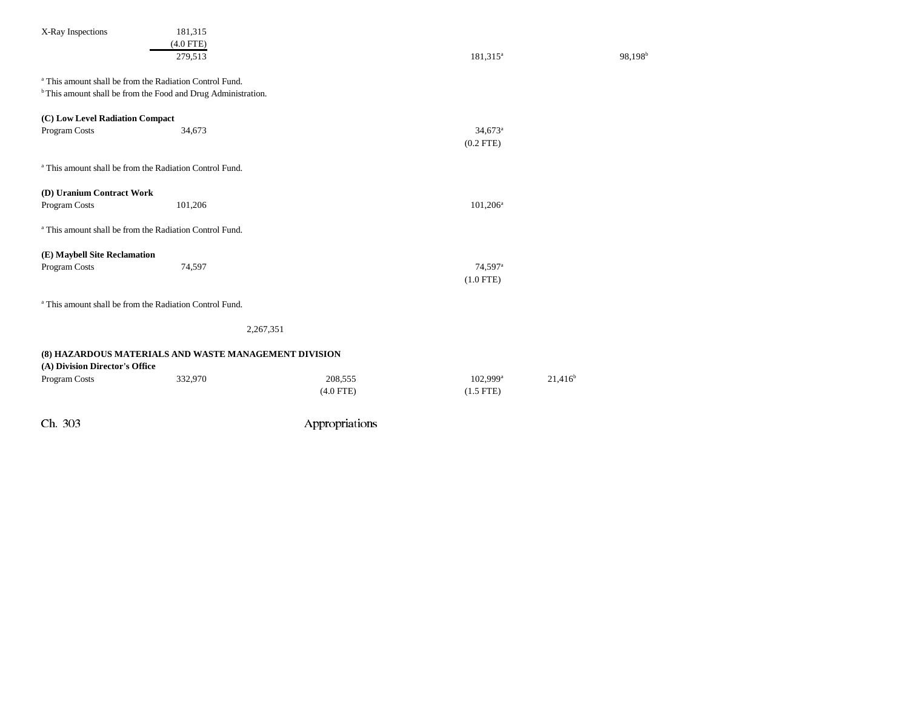| | | | | | | |
|---|---|---|---|---|---|---|
| X-Ray Inspections | 181,315 | | | | | |
| | (4.0 FTE) | | | | | |
| | 279,513 | | | 181,315[a] | | 98,198[b] |

[a] This amount shall be from the Radiation Control Fund.
[b] This amount shall be from the Food and Drug Administration.

| | | | | | | |
|---|---|---|---|---|---|---|
| **(C) Low Level Radiation Compact** | | | | | | |
| Program Costs | 34,673 | | | 34,673[a] | | |
| | | | | (0.2 FTE) | | |

[a] This amount shall be from the Radiation Control Fund.

| | | | | | | |
|---|---|---|---|---|---|---|
| **(D) Uranium Contract Work** | | | | | | |
| Program Costs | 101,206 | | | 101,206[a] | | |

[a] This amount shall be from the Radiation Control Fund.

| | | | | | | |
|---|---|---|---|---|---|---|
| **(E) Maybell Site Reclamation** | | | | | | |
| Program Costs | 74,597 | | | 74,597[a] | | |
| | | | | (1.0 FTE) | | |

[a] This amount shall be from the Radiation Control Fund.

| | | | | | | |
|---|---|---|---|---|---|---|
| | | 2,267,351 | | | | |

**(8) HAZARDOUS MATERIALS AND WASTE MANAGEMENT DIVISION**

| | | | | | | |
|---|---|---|---|---|---|---|
| **(A) Division Director's Office** | | | | | | |
| Program Costs | 332,970 | | 208,555 | 102,999[a] | 21,416[b] | |
| | | | (4.0 FTE) | (1.5 FTE) | | |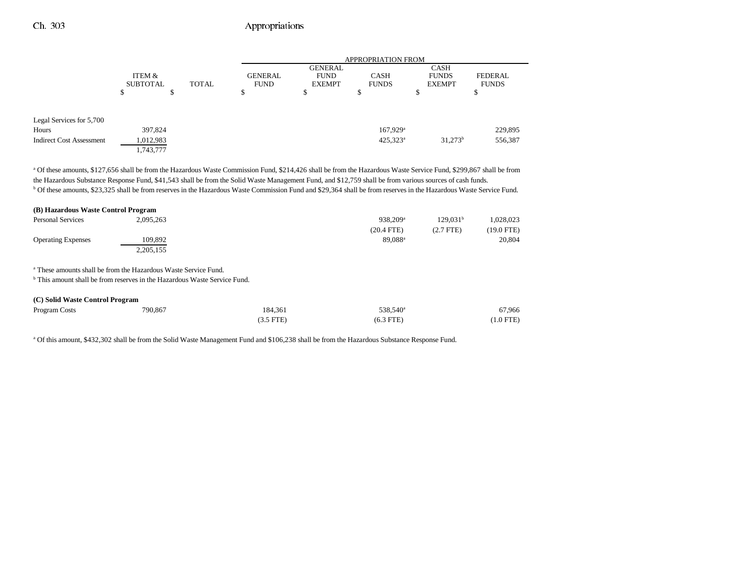| | ITEM & SUBTOTAL | TOTAL | APPROPRIATION FROM GENERAL FUND | GENERAL FUND EXEMPT | CASH FUNDS | CASH FUNDS EXEMPT | FEDERAL FUNDS |
|---|---|---|---|---|---|---|---|
| | $ | $ | $ | $ | $ | $ | $ |
| Legal Services for 5,700 Hours | 397,824 | | | | 167,929[a] | | 229,895 |
| Indirect Cost Assessment | 1,012,983 | | | | 425,323[a] | 31,273[b] | 556,387 |
| | 1,743,777 | | | | | | |

[a] Of these amounts, $127,656 shall be from the Hazardous Waste Commission Fund, $214,426 shall be from the Hazardous Waste Service Fund, $299,867 shall be from the Hazardous Substance Response Fund, $41,543 shall be from the Solid Waste Management Fund, and $12,759 shall be from various sources of cash funds.
[b] Of these amounts, $23,325 shall be from reserves in the Hazardous Waste Commission Fund and $29,364 shall be from reserves in the Hazardous Waste Service Fund.

**(B) Hazardous Waste Control Program**

| | ITEM & SUBTOTAL | TOTAL | GENERAL FUND | GENERAL FUND EXEMPT | CASH FUNDS | CASH FUNDS EXEMPT | FEDERAL FUNDS |
|---|---|---|---|---|---|---|---|
| Personal Services | 2,095,263 | | | | 938,209[a] | 129,031[b] | 1,028,023 |
| | | | | | (20.4 FTE) | (2.7 FTE) | (19.0 FTE) |
| Operating Expenses | 109,892 | | | | 89,088[a] | | 20,804 |
| | 2,205,155 | | | | | | |

[a] These amounts shall be from the Hazardous Waste Service Fund.
[b] This amount shall be from reserves in the Hazardous Waste Service Fund.

**(C) Solid Waste Control Program**

| | ITEM & SUBTOTAL | TOTAL | GENERAL FUND | GENERAL FUND EXEMPT | CASH FUNDS | CASH FUNDS EXEMPT | FEDERAL FUNDS |
|---|---|---|---|---|---|---|---|
| Program Costs | 790,867 | | 184,361 | | 538,540[a] | | 67,966 |
| | | | (3.5 FTE) | | (6.3 FTE) | | (1.0 FTE) |

[a] Of this amount, $432,302 shall be from the Solid Waste Management Fund and $106,238 shall be from the Hazardous Substance Response Fund.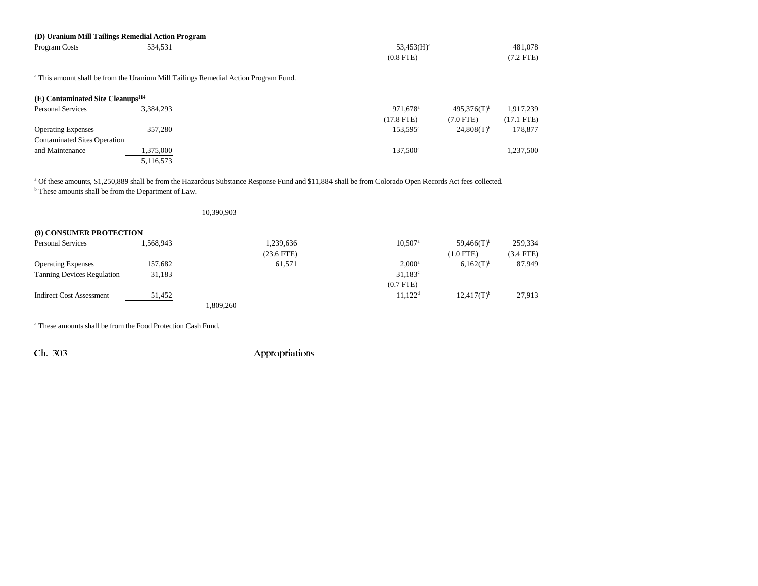**(D) Uranium Mill Tailings Remedial Action Program**

| | | | | | | |
|---|---|---|---|---|---|---|
| Program Costs | 534,531 | | | 53,453(H)[a] | | 481,078 |
| | | | | (0.8 FTE) | | (7.2 FTE) |

[a] This amount shall be from the Uranium Mill Tailings Remedial Action Program Fund.

**(E) Contaminated Site Cleanups[114]**

| | | | | | | |
|---|---|---|---|---|---|---|
| Personal Services | 3,384,293 | | | 971,678[a] | 495,376(T)[b] | 1,917,239 |
| | | | | (17.8 FTE) | (7.0 FTE) | (17.1 FTE) |
| Operating Expenses | 357,280 | | | 153,595[a] | 24,808(T)[b] | 178,877 |
| Contaminated Sites Operation and Maintenance | 1,375,000 | | | 137,500[a] | | 1,237,500 |
| | 5,116,573 | | | | | |

[a] Of these amounts, $1,250,889 shall be from the Hazardous Substance Response Fund and $11,884 shall be from Colorado Open Records Act fees collected.
[b] These amounts shall be from the Department of Law.

10,390,903

**(9) CONSUMER PROTECTION**

| | | | | | | | |
|---|---|---|---|---|---|---|---|
| Personal Services | 1,568,943 | | 1,239,636 | 10,507[a] | 59,466(T)[b] | 259,334 |
| | | | (23.6 FTE) | | (1.0 FTE) | (3.4 FTE) |
| Operating Expenses | 157,682 | | 61,571 | 2,000[a] | 6,162(T)[b] | 87,949 |
| Tanning Devices Regulation | 31,183 | | | 31,183[c] | | |
| | | | | (0.7 FTE) | | |
| Indirect Cost Assessment | 51,452 | | | 11,122[d] | 12,417(T)[b] | 27,913 |
| | | 1,809,260 | | | | |

[a] These amounts shall be from the Food Protection Cash Fund.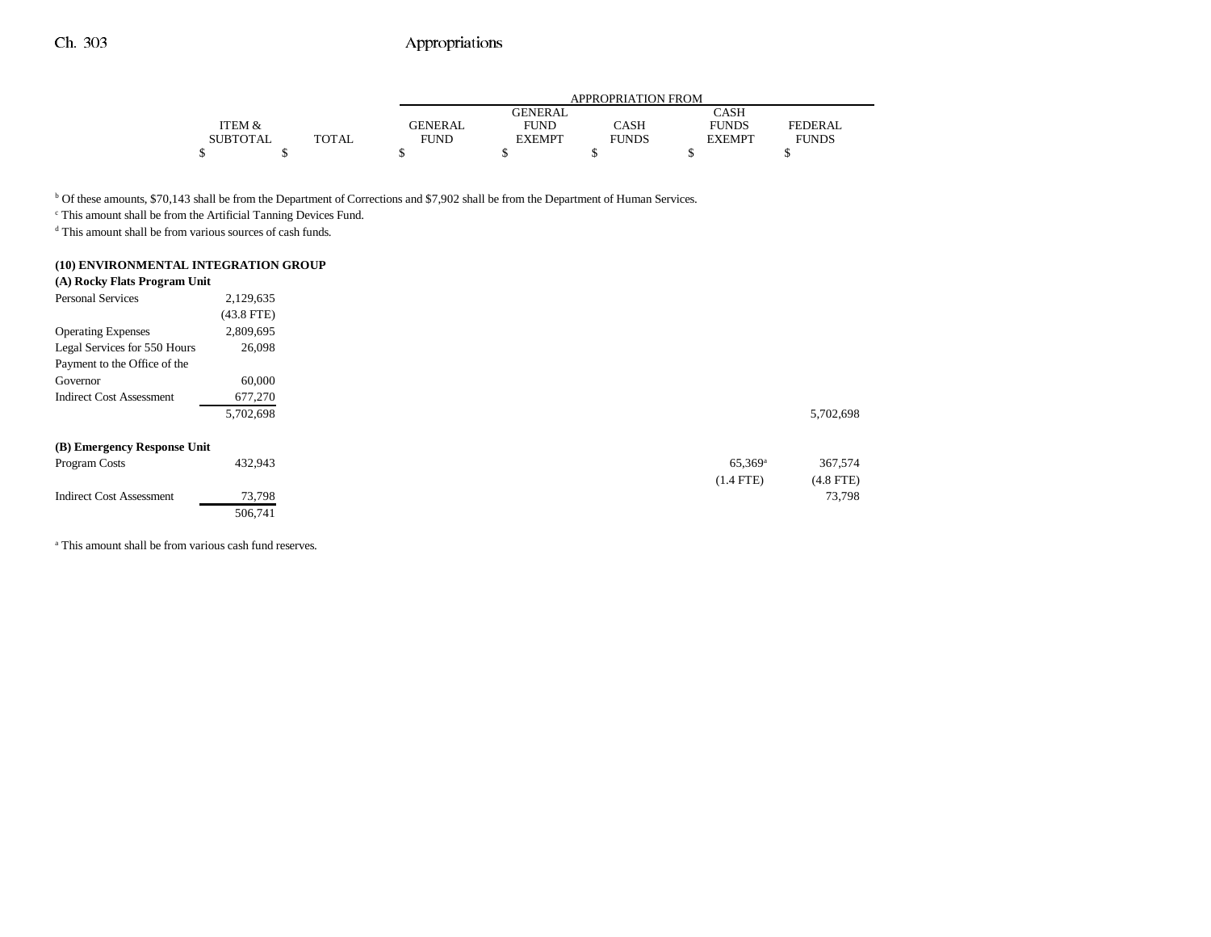| | ITEM & SUBTOTAL | TOTAL | APPROPRIATION FROM GENERAL FUND | GENERAL FUND EXEMPT | CASH FUNDS | CASH FUNDS EXEMPT | FEDERAL FUNDS |
|---|---|---|---|---|---|---|---|
| | $ | $ | $ | $ | $ | $ | $ |

[b] Of these amounts, $70,143 shall be from the Department of Corrections and $7,902 shall be from the Department of Human Services.

[c] This amount shall be from the Artificial Tanning Devices Fund.

[d] This amount shall be from various sources of cash funds.

**(10) ENVIRONMENTAL INTEGRATION GROUP**

**(A) Rocky Flats Program Unit**

| | ITEM & SUBTOTAL | TOTAL | GENERAL FUND | GENERAL FUND EXEMPT | CASH FUNDS | CASH FUNDS EXEMPT | FEDERAL FUNDS |
|---|---|---|---|---|---|---|---|
| Personal Services | 2,129,635 | | | | | | |
| | (43.8 FTE) | | | | | | |
| Operating Expenses | 2,809,695 | | | | | | |
| Legal Services for 550 Hours | 26,098 | | | | | | |
| Payment to the Office of the Governor | 60,000 | | | | | | |
| Indirect Cost Assessment | 677,270 | | | | | | |
| | 5,702,698 | | | | | | 5,702,698 |

**(B) Emergency Response Unit**

| | ITEM & SUBTOTAL | TOTAL | GENERAL FUND | GENERAL FUND EXEMPT | CASH FUNDS | CASH FUNDS EXEMPT | FEDERAL FUNDS |
|---|---|---|---|---|---|---|---|
| Program Costs | 432,943 | | | | | 65,369[a] | 367,574 |
| | | | | | | (1.4 FTE) | (4.8 FTE) |
| Indirect Cost Assessment | 73,798 | | | | | | 73,798 |
| | 506,741 | | | | | | |

[a] This amount shall be from various cash fund reserves.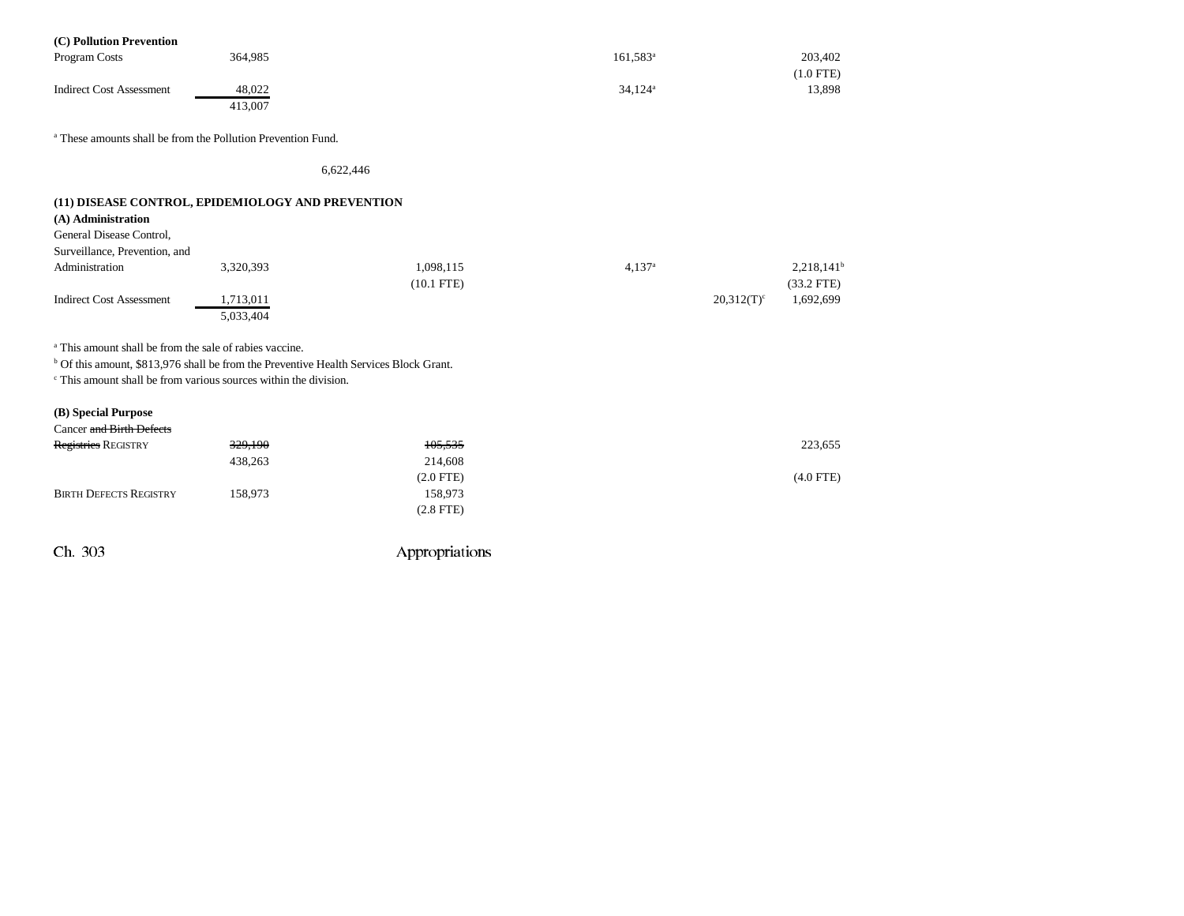**(C) Pollution Prevention**

| | Total | | General Fund | | Cash Funds | Cash Funds Exempt | Federal Funds |
|---|---|---|---|---|---|---|---|
| Program Costs | 364,985 | | | | 161,583[a] | | 203,402 |
| | | | | | | | (1.0 FTE) |
| Indirect Cost Assessment | 48,022 | | | | 34,124[a] | | 13,898 |
| | 413,007 | | | | | | |

[a] These amounts shall be from the Pollution Prevention Fund.

6,622,446

**(11) DISEASE CONTROL, EPIDEMIOLOGY AND PREVENTION**

**(A) Administration**

| | Total | | General Fund | | Cash Funds | Cash Funds Exempt | Federal Funds |
|---|---|---|---|---|---|---|---|
| General Disease Control, Surveillance, Prevention, and Administration | 3,320,393 | | 1,098,115 | | 4,137[a] | | 2,218,141[b] |
| | | | (10.1 FTE) | | | | (33.2 FTE) |
| Indirect Cost Assessment | 1,713,011 | | | | | 20,312(T)[c] | 1,692,699 |
| | 5,033,404 | | | | | | |

[a] This amount shall be from the sale of rabies vaccine.
[b] Of this amount, $813,976 shall be from the Preventive Health Services Block Grant.
[c] This amount shall be from various sources within the division.

**(B) Special Purpose**

| | Total | | General Fund | | Cash Funds | Cash Funds Exempt | Federal Funds |
|---|---|---|---|---|---|---|---|
| Cancer ~~and Birth Defects Registries~~ REGISTRY | ~~329,190~~ | | ~~105,535~~ | | | | 223,655 |
| | 438,263 | | 214,608 | | | | |
| | | | (2.0 FTE) | | | | (4.0 FTE) |
| BIRTH DEFECTS REGISTRY | 158,973 | | 158,973 | | | | |
| | | | (2.8 FTE) | | | | |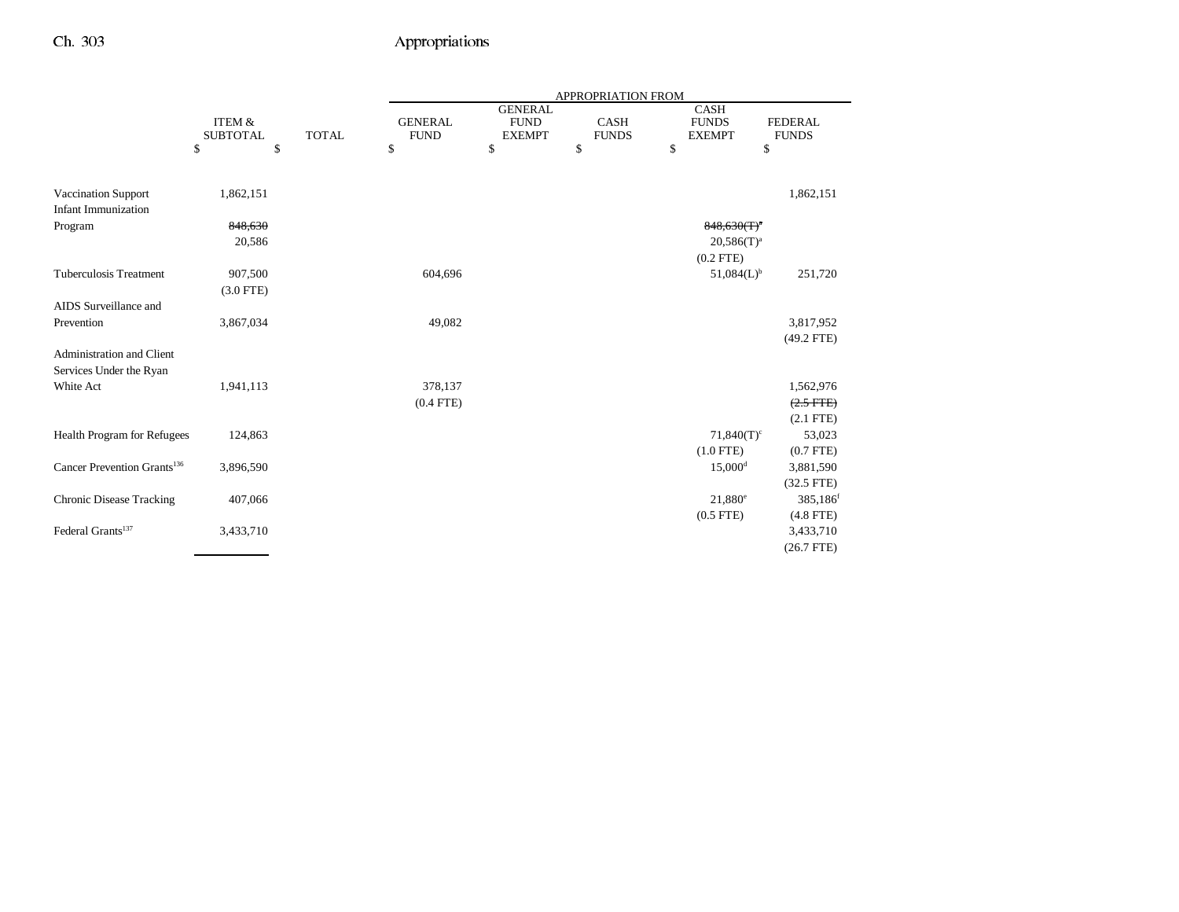| | ITEM & SUBTOTAL | TOTAL | APPROPRIATION FROM GENERAL FUND | GENERAL FUND EXEMPT | CASH FUNDS | CASH FUNDS EXEMPT | FEDERAL FUNDS |
|---|---|---|---|---|---|---|---|
| | $ | $ | $ | $ | $ | $ | $ |
| Vaccination Support | 1,862,151 | | | | | | 1,862,151 |
| Infant Immunization Program | ~~848,630~~ 20,586 | | | | | ~~848,630(T)[a]~~ 20,586(T)[a] (0.2 FTE) | |
| Tuberculosis Treatment | 907,500 (3.0 FTE) | | 604,696 | | | 51,084(L)[b] | 251,720 |
| AIDS Surveillance and Prevention | 3,867,034 | | 49,082 | | | | 3,817,952 (49.2 FTE) |
| Administration and Client Services Under the Ryan White Act | 1,941,113 | | 378,137 (0.4 FTE) | | | | 1,562,976 ~~(2.5 FTE)~~ (2.1 FTE) |
| Health Program for Refugees | 124,863 | | | | | 71,840(T)[c] (1.0 FTE) | 53,023 (0.7 FTE) |
| Cancer Prevention Grants[136] | 3,896,590 | | | | | 15,000[d] | 3,881,590 (32.5 FTE) |
| Chronic Disease Tracking | 407,066 | | | | | 21,880[e] (0.5 FTE) | 385,186[f] (4.8 FTE) |
| Federal Grants[137] | 3,433,710 | | | | | | 3,433,710 (26.7 FTE) |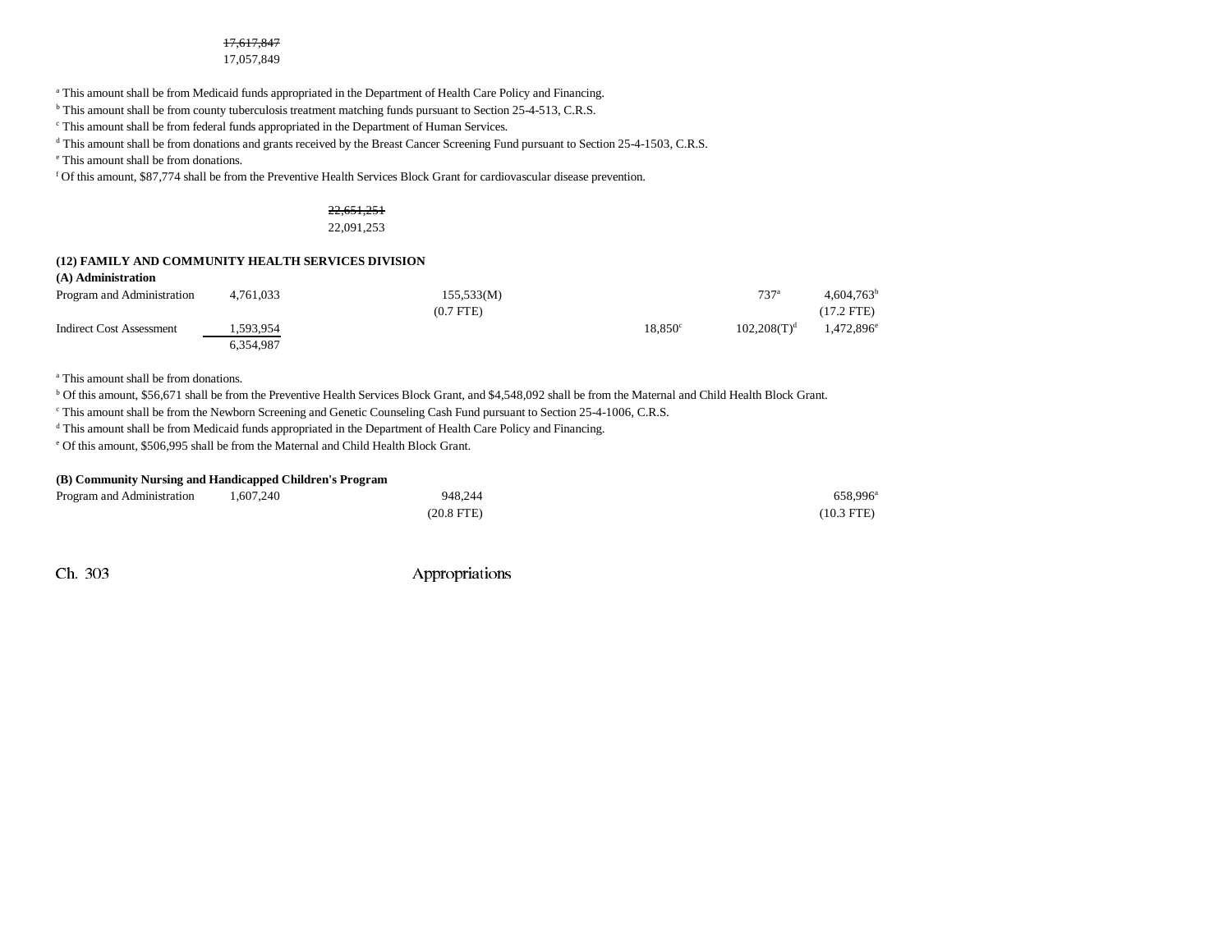~~17,617,847~~
17,057,849

[a] This amount shall be from Medicaid funds appropriated in the Department of Health Care Policy and Financing.
[b] This amount shall be from county tuberculosis treatment matching funds pursuant to Section 25-4-513, C.R.S.
[c] This amount shall be from federal funds appropriated in the Department of Human Services.
[d] This amount shall be from donations and grants received by the Breast Cancer Screening Fund pursuant to Section 25-4-1503, C.R.S.
[e] This amount shall be from donations.
[f] Of this amount, $87,774 shall be from the Preventive Health Services Block Grant for cardiovascular disease prevention.

~~22,651,251~~
22,091,253

**(12) FAMILY AND COMMUNITY HEALTH SERVICES DIVISION**

**(A) Administration**

| | | | | | | |
|---|---|---|---|---|---|---|
| Program and Administration | 4,761,033 | 155,533(M) | | | 737[a] | 4,604,763[b] |
| | | (0.7 FTE) | | | | (17.2 FTE) |
| Indirect Cost Assessment | 1,593,954 | | | 18,850[c] | 102,208(T)[d] | 1,472,896[e] |
| | 6,354,987 | | | | | |

[a] This amount shall be from donations.
[b] Of this amount, $56,671 shall be from the Preventive Health Services Block Grant, and $4,548,092 shall be from the Maternal and Child Health Block Grant.
[c] This amount shall be from the Newborn Screening and Genetic Counseling Cash Fund pursuant to Section 25-4-1006, C.R.S.
[d] This amount shall be from Medicaid funds appropriated in the Department of Health Care Policy and Financing.
[e] Of this amount, $506,995 shall be from the Maternal and Child Health Block Grant.

**(B) Community Nursing and Handicapped Children's Program**

| | | | | | | |
|---|---|---|---|---|---|---|
| Program and Administration | 1,607,240 | 948,244 | | | | 658,996[a] |
| | | (20.8 FTE) | | | | (10.3 FTE) |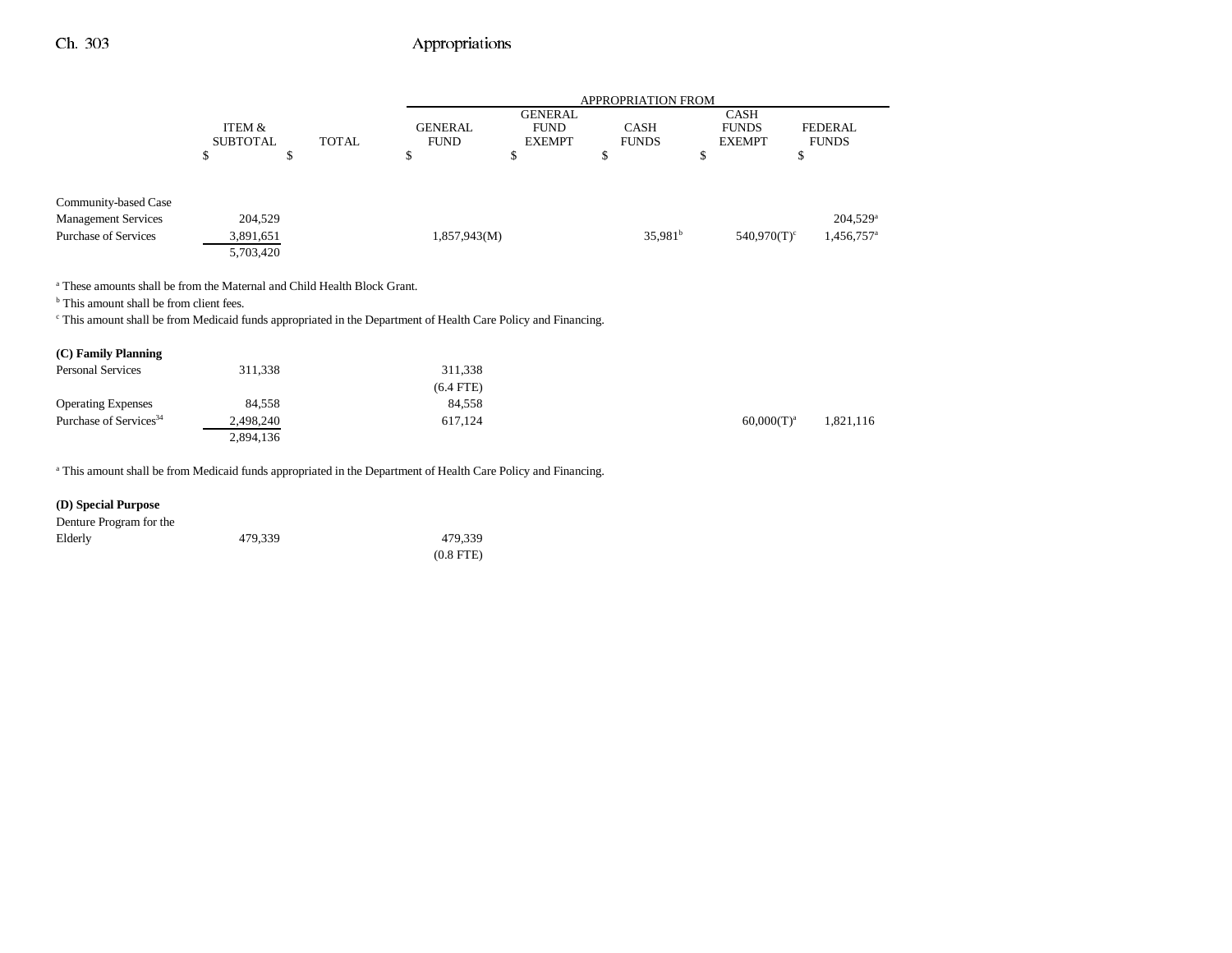| | ITEM & SUBTOTAL | TOTAL | APPROPRIATION FROM | | | | |
|---|---|---|---|---|---|---|---|
| | | | GENERAL FUND | GENERAL FUND EXEMPT | CASH FUNDS | CASH FUNDS EXEMPT | FEDERAL FUNDS |
| | $ | $ | $ | $ | $ | $ | $ |
| Community-based Case Management Services | 204,529 | | | | | | 204,529[a] |
| Purchase of Services | 3,891,651 | | 1,857,943(M) | | 35,981[b] | 540,970(T)[c] | 1,456,757[a] |
| | 5,703,420 | | | | | | |

[a] These amounts shall be from the Maternal and Child Health Block Grant.
[b] This amount shall be from client fees.
[c] This amount shall be from Medicaid funds appropriated in the Department of Health Care Policy and Financing.

**(C) Family Planning**

| | ITEM & SUBTOTAL | TOTAL | GENERAL FUND | GENERAL FUND EXEMPT | CASH FUNDS | CASH FUNDS EXEMPT | FEDERAL FUNDS |
|---|---|---|---|---|---|---|---|
| Personal Services | 311,338 | | 311,338 (6.4 FTE) | | | | |
| Operating Expenses | 84,558 | | 84,558 | | | | |
| Purchase of Services[34] | 2,498,240 | | 617,124 | | | 60,000(T)[a] | 1,821,116 |
| | 2,894,136 | | | | | | |

[a] This amount shall be from Medicaid funds appropriated in the Department of Health Care Policy and Financing.

**(D) Special Purpose**

| | ITEM & SUBTOTAL | TOTAL | GENERAL FUND | GENERAL FUND EXEMPT | CASH FUNDS | CASH FUNDS EXEMPT | FEDERAL FUNDS |
|---|---|---|---|---|---|---|---|
| Denture Program for the Elderly | 479,339 | | 479,339 (0.8 FTE) | | | | |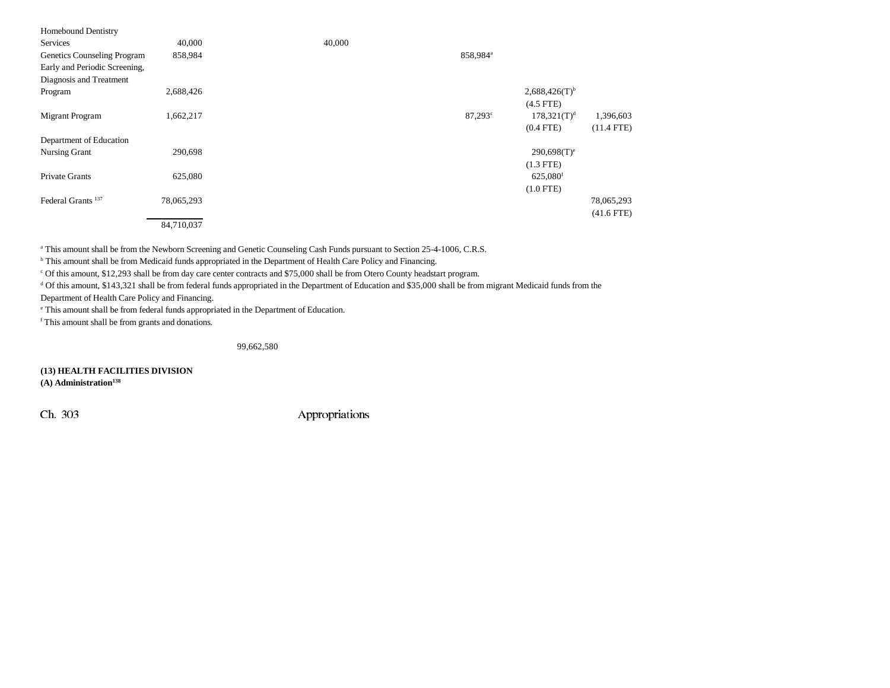| | | | | | | |
|---|---|---|---|---|---|---|
| Homebound Dentistry Services | 40,000 | | 40,000 | | | |
| Genetics Counseling Program | 858,984 | | | 858,984[a] | | |
| Early and Periodic Screening, Diagnosis and Treatment Program | 2,688,426 | | | | 2,688,426(T)[b] (4.5 FTE) | |
| Migrant Program | 1,662,217 | | | 87,293[c] | 178,321(T)[d] (0.4 FTE) | 1,396,603 (11.4 FTE) |
| Department of Education Nursing Grant | 290,698 | | | | 290,698(T)[e] (1.3 FTE) | |
| Private Grants | 625,080 | | | | 625,080[f] (1.0 FTE) | |
| Federal Grants [137] | 78,065,293 | | | | | 78,065,293 (41.6 FTE) |
| | 84,710,037 | | | | | |

[a] This amount shall be from the Newborn Screening and Genetic Counseling Cash Funds pursuant to Section 25-4-1006, C.R.S.

[b] This amount shall be from Medicaid funds appropriated in the Department of Health Care Policy and Financing.

[c] Of this amount, $12,293 shall be from day care center contracts and $75,000 shall be from Otero County headstart program.

[d] Of this amount, $143,321 shall be from federal funds appropriated in the Department of Education and $35,000 shall be from migrant Medicaid funds from the Department of Health Care Policy and Financing.

[e] This amount shall be from federal funds appropriated in the Department of Education.

[f] This amount shall be from grants and donations.

99,662,580

**(13) HEALTH FACILITIES DIVISION**

**(A) Administration[138]**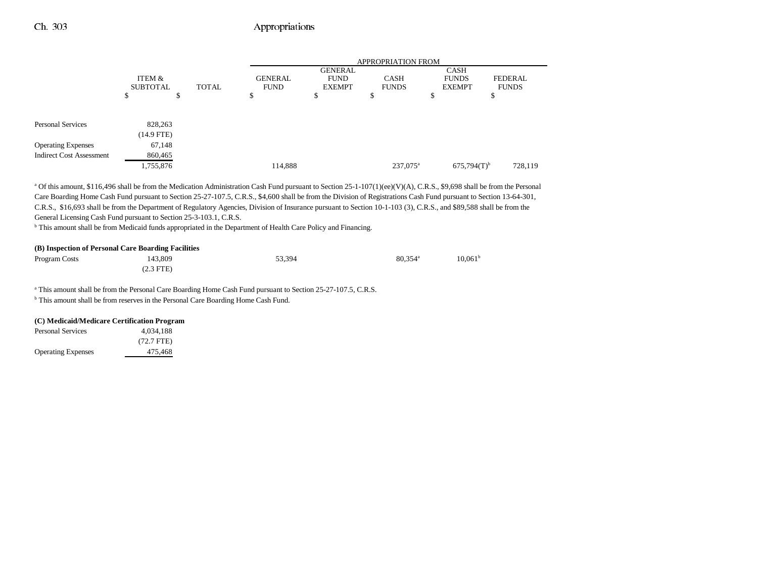| | ITEM & SUBTOTAL | TOTAL | APPROPRIATION FROM GENERAL FUND | GENERAL FUND EXEMPT | CASH FUNDS | CASH FUNDS EXEMPT | FEDERAL FUNDS |
|---|---|---|---|---|---|---|---|
| | $ | $ | $ | $ | $ | $ | $ |
| Personal Services | 828,263 | | | | | | |
| | (14.9 FTE) | | | | | | |
| Operating Expenses | 67,148 | | | | | | |
| Indirect Cost Assessment | 860,465 | | | | | | |
| | 1,755,876 | | 114,888 | | 237,075[a] | 675,794(T)[b] | 728,119 |

[a] Of this amount, $116,496 shall be from the Medication Administration Cash Fund pursuant to Section 25-1-107(1)(ee)(V)(A), C.R.S., $9,698 shall be from the Personal Care Boarding Home Cash Fund pursuant to Section 25-27-107.5, C.R.S., $4,600 shall be from the Division of Registrations Cash Fund pursuant to Section 13-64-301, C.R.S., $16,693 shall be from the Department of Regulatory Agencies, Division of Insurance pursuant to Section 10-1-103 (3), C.R.S., and $89,588 shall be from the General Licensing Cash Fund pursuant to Section 25-3-103.1, C.R.S.

[b] This amount shall be from Medicaid funds appropriated in the Department of Health Care Policy and Financing.

**(B) Inspection of Personal Care Boarding Facilities**

| | ITEM & SUBTOTAL | TOTAL | GENERAL FUND | GENERAL FUND EXEMPT | CASH FUNDS | CASH FUNDS EXEMPT | FEDERAL FUNDS |
|---|---|---|---|---|---|---|---|
| Program Costs | 143,809 | | 53,394 | | 80,354[a] | 10,061[b] | |
| | (2.3 FTE) | | | | | | |

[a] This amount shall be from the Personal Care Boarding Home Cash Fund pursuant to Section 25-27-107.5, C.R.S.

[b] This amount shall be from reserves in the Personal Care Boarding Home Cash Fund.

**(C) Medicaid/Medicare Certification Program**

| | ITEM & SUBTOTAL |
|---|---|
| Personal Services | 4,034,188 |
| | (72.7 FTE) |
| Operating Expenses | 475,468 |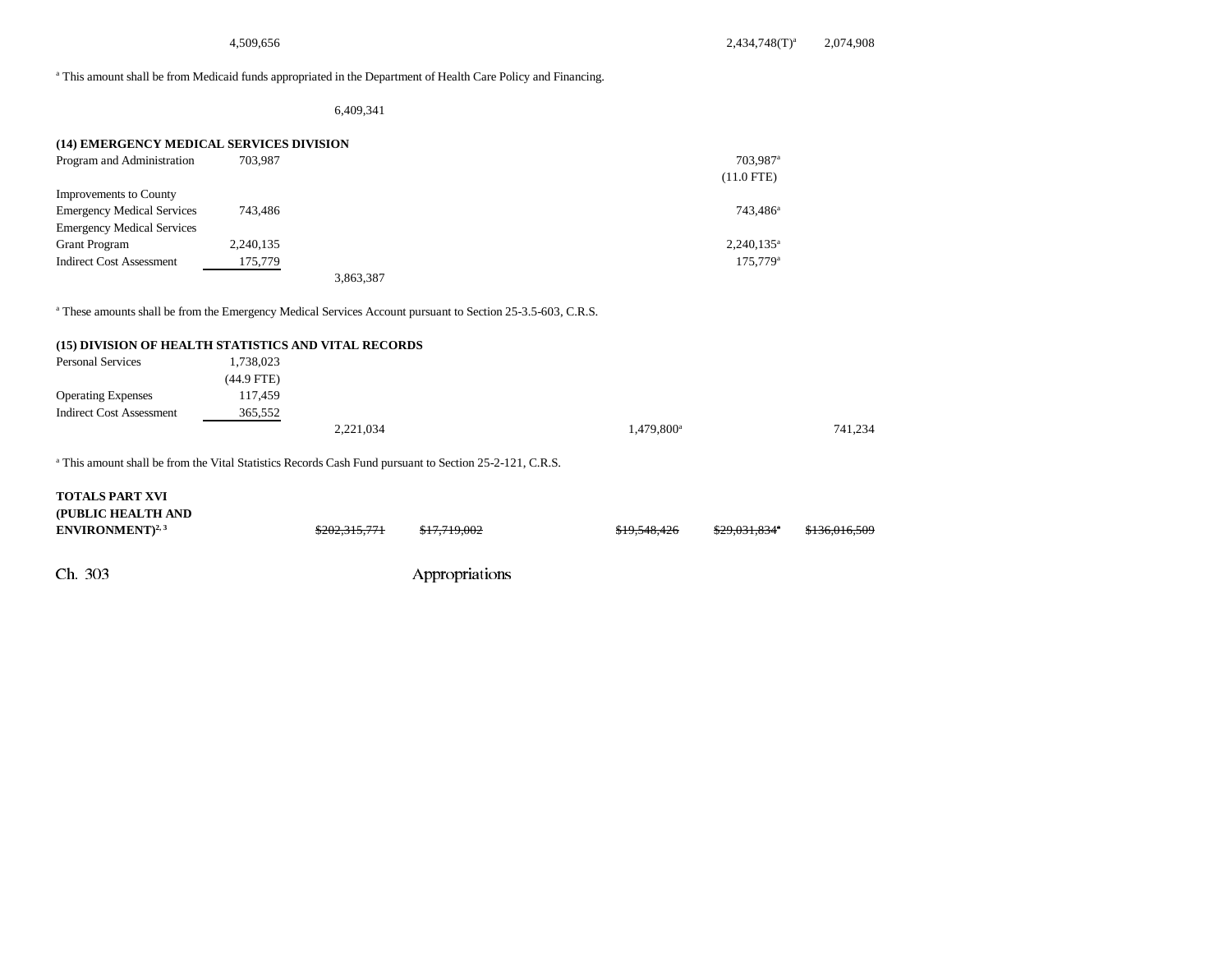| | | | | | | |
|---|---|---|---|---|---|---|
| | 4,509,656 | | | | 2,434,748(T)[a] | 2,074,908 |

[a] This amount shall be from Medicaid funds appropriated in the Department of Health Care Policy and Financing.

| | | | | | | |
|---|---|---|---|---|---|---|
| | | 6,409,341 | | | | |

**(14) EMERGENCY MEDICAL SERVICES DIVISION**

| | | | | | | |
|---|---|---|---|---|---|---|
| Program and Administration | 703,987 | | | | 703,987[a] (11.0 FTE) | |
| Improvements to County Emergency Medical Services | 743,486 | | | | 743,486[a] | |
| Emergency Medical Services Grant Program | 2,240,135 | | | | 2,240,135[a] | |
| Indirect Cost Assessment | 175,779 | | | | 175,779[a] | |
| | | 3,863,387 | | | | |

[a] These amounts shall be from the Emergency Medical Services Account pursuant to Section 25-3.5-603, C.R.S.

**(15) DIVISION OF HEALTH STATISTICS AND VITAL RECORDS**

| | | | | | | |
|---|---|---|---|---|---|---|
| Personal Services | 1,738,023 (44.9 FTE) | | | | | |
| Operating Expenses | 117,459 | | | | | |
| Indirect Cost Assessment | 365,552 | | | | | |
| | | 2,221,034 | | 1,479,800[a] | | 741,234 |

[a] This amount shall be from the Vital Statistics Records Cash Fund pursuant to Section 25-2-121, C.R.S.

| | | | | | | |
|---|---|---|---|---|---|---|
| **TOTALS PART XVI (PUBLIC HEALTH AND ENVIRONMENT)[2, 3]** | | ~~$202,315,771~~ | ~~$17,719,002~~ | ~~$19,548,426~~ | ~~$29,031,834[a]~~ | ~~$136,016,509~~ |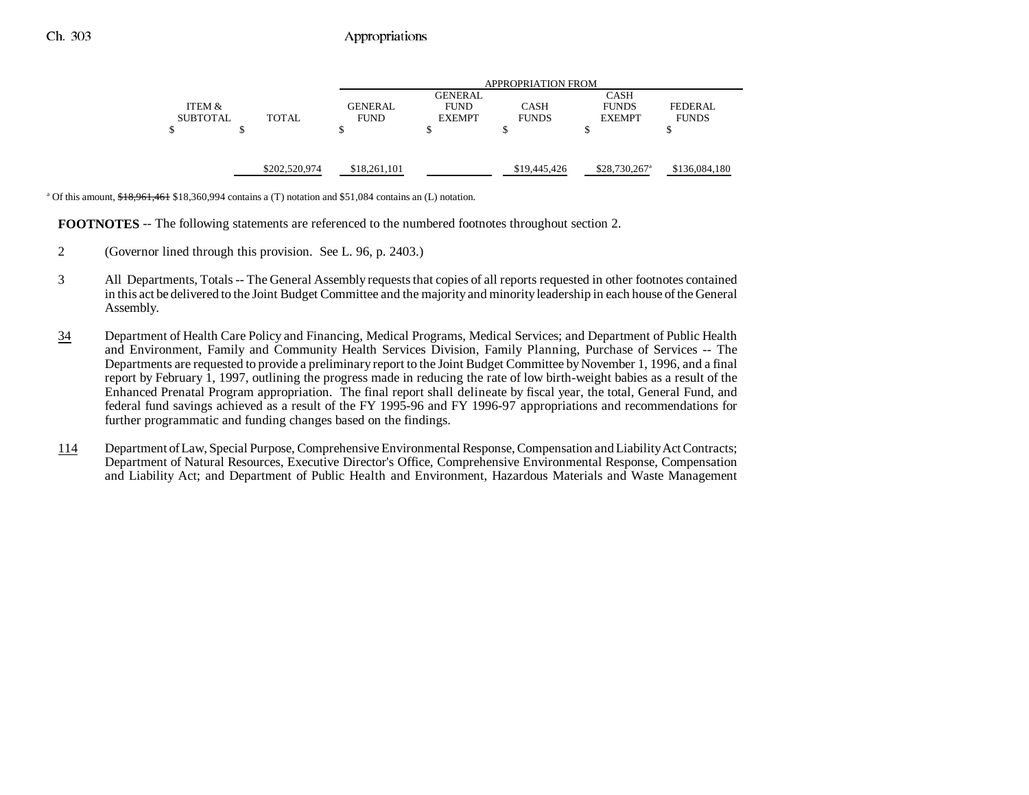| ITEM & SUBTOTAL | TOTAL | APPROPRIATION FROM GENERAL FUND | GENERAL FUND EXEMPT | CASH FUNDS | CASH FUNDS EXEMPT | FEDERAL FUNDS |
|---|---|---|---|---|---|---|
| $ | $ | $ | $ | $ | $ | $ |
| | $202,520,974 | $18,261,101 | | $19,445,426 | $28,730,267[a] | $136,084,180 |

[a] Of this amount, ~~$18,961,461~~ $18,360,994 contains a (T) notation and $51,084 contains an (L) notation.

**FOOTNOTES** -- The following statements are referenced to the numbered footnotes throughout section 2.

2 (Governor lined through this provision. See L. 96, p. 2403.)

3 All Departments, Totals -- The General Assembly requests that copies of all reports requested in other footnotes contained in this act be delivered to the Joint Budget Committee and the majority and minority leadership in each house of the General Assembly.

34 Department of Health Care Policy and Financing, Medical Programs, Medical Services; and Department of Public Health and Environment, Family and Community Health Services Division, Family Planning, Purchase of Services -- The Departments are requested to provide a preliminary report to the Joint Budget Committee by November 1, 1996, and a final report by February 1, 1997, outlining the progress made in reducing the rate of low birth-weight babies as a result of the Enhanced Prenatal Program appropriation. The final report shall delineate by fiscal year, the total, General Fund, and federal fund savings achieved as a result of the FY 1995-96 and FY 1996-97 appropriations and recommendations for further programmatic and funding changes based on the findings.

114 Department of Law, Special Purpose, Comprehensive Environmental Response, Compensation and Liability Act Contracts; Department of Natural Resources, Executive Director's Office, Comprehensive Environmental Response, Compensation and Liability Act; and Department of Public Health and Environment, Hazardous Materials and Waste Management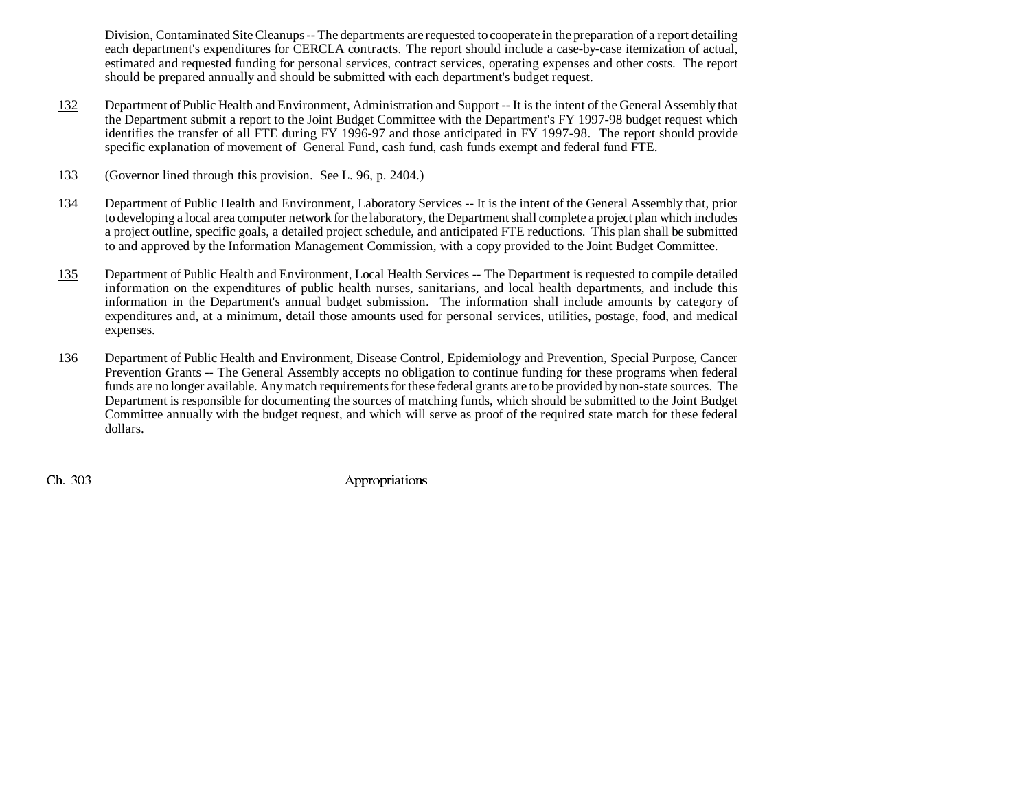Division, Contaminated Site Cleanups -- The departments are requested to cooperate in the preparation of a report detailing each department's expenditures for CERCLA contracts. The report should include a case-by-case itemization of actual, estimated and requested funding for personal services, contract services, operating expenses and other costs. The report should be prepared annually and should be submitted with each department's budget request.

132 Department of Public Health and Environment, Administration and Support -- It is the intent of the General Assembly that the Department submit a report to the Joint Budget Committee with the Department's FY 1997-98 budget request which identifies the transfer of all FTE during FY 1996-97 and those anticipated in FY 1997-98. The report should provide specific explanation of movement of General Fund, cash fund, cash funds exempt and federal fund FTE.

133 (Governor lined through this provision. See L. 96, p. 2404.)

134 Department of Public Health and Environment, Laboratory Services -- It is the intent of the General Assembly that, prior to developing a local area computer network for the laboratory, the Department shall complete a project plan which includes a project outline, specific goals, a detailed project schedule, and anticipated FTE reductions. This plan shall be submitted to and approved by the Information Management Commission, with a copy provided to the Joint Budget Committee.

135 Department of Public Health and Environment, Local Health Services -- The Department is requested to compile detailed information on the expenditures of public health nurses, sanitarians, and local health departments, and include this information in the Department's annual budget submission. The information shall include amounts by category of expenditures and, at a minimum, detail those amounts used for personal services, utilities, postage, food, and medical expenses.

136 Department of Public Health and Environment, Disease Control, Epidemiology and Prevention, Special Purpose, Cancer Prevention Grants -- The General Assembly accepts no obligation to continue funding for these programs when federal funds are no longer available. Any match requirements for these federal grants are to be provided by non-state sources. The Department is responsible for documenting the sources of matching funds, which should be submitted to the Joint Budget Committee annually with the budget request, and which will serve as proof of the required state match for these federal dollars.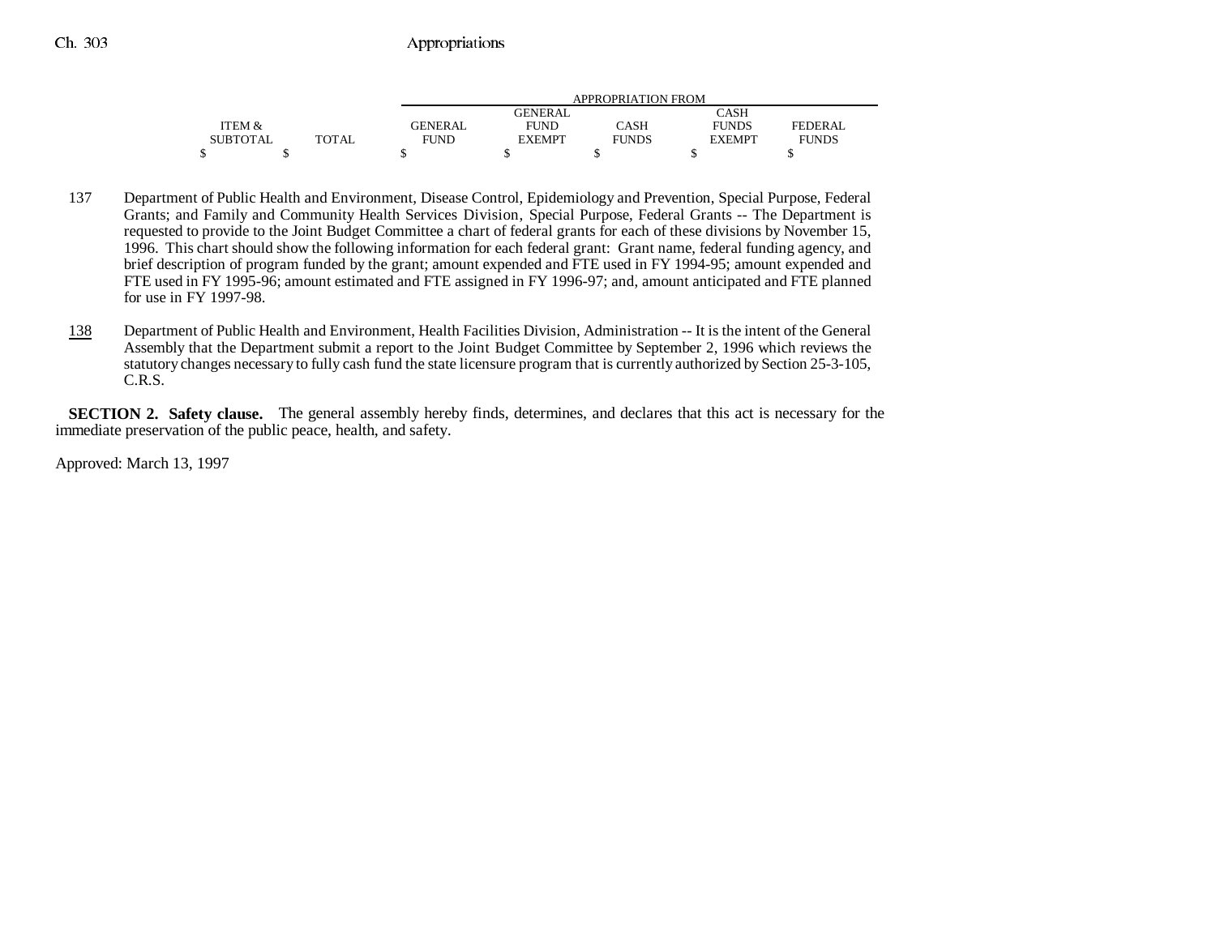| | | APPROPRIATION FROM | | | | |
|---|---|---|---|---|---|---|
| ITEM & SUBTOTAL | TOTAL | GENERAL FUND | GENERAL FUND EXEMPT | CASH FUNDS | CASH FUNDS EXEMPT | FEDERAL FUNDS |
| $ | $ | $ | $ | $ | $ | $ |

137 Department of Public Health and Environment, Disease Control, Epidemiology and Prevention, Special Purpose, Federal Grants; and Family and Community Health Services Division, Special Purpose, Federal Grants -- The Department is requested to provide to the Joint Budget Committee a chart of federal grants for each of these divisions by November 15, 1996. This chart should show the following information for each federal grant: Grant name, federal funding agency, and brief description of program funded by the grant; amount expended and FTE used in FY 1994-95; amount expended and FTE used in FY 1995-96; amount estimated and FTE assigned in FY 1996-97; and, amount anticipated and FTE planned for use in FY 1997-98.

138 Department of Public Health and Environment, Health Facilities Division, Administration -- It is the intent of the General Assembly that the Department submit a report to the Joint Budget Committee by September 2, 1996 which reviews the statutory changes necessary to fully cash fund the state licensure program that is currently authorized by Section 25-3-105, C.R.S.

**SECTION 2. Safety clause.** The general assembly hereby finds, determines, and declares that this act is necessary for the immediate preservation of the public peace, health, and safety.

Approved: March 13, 1997